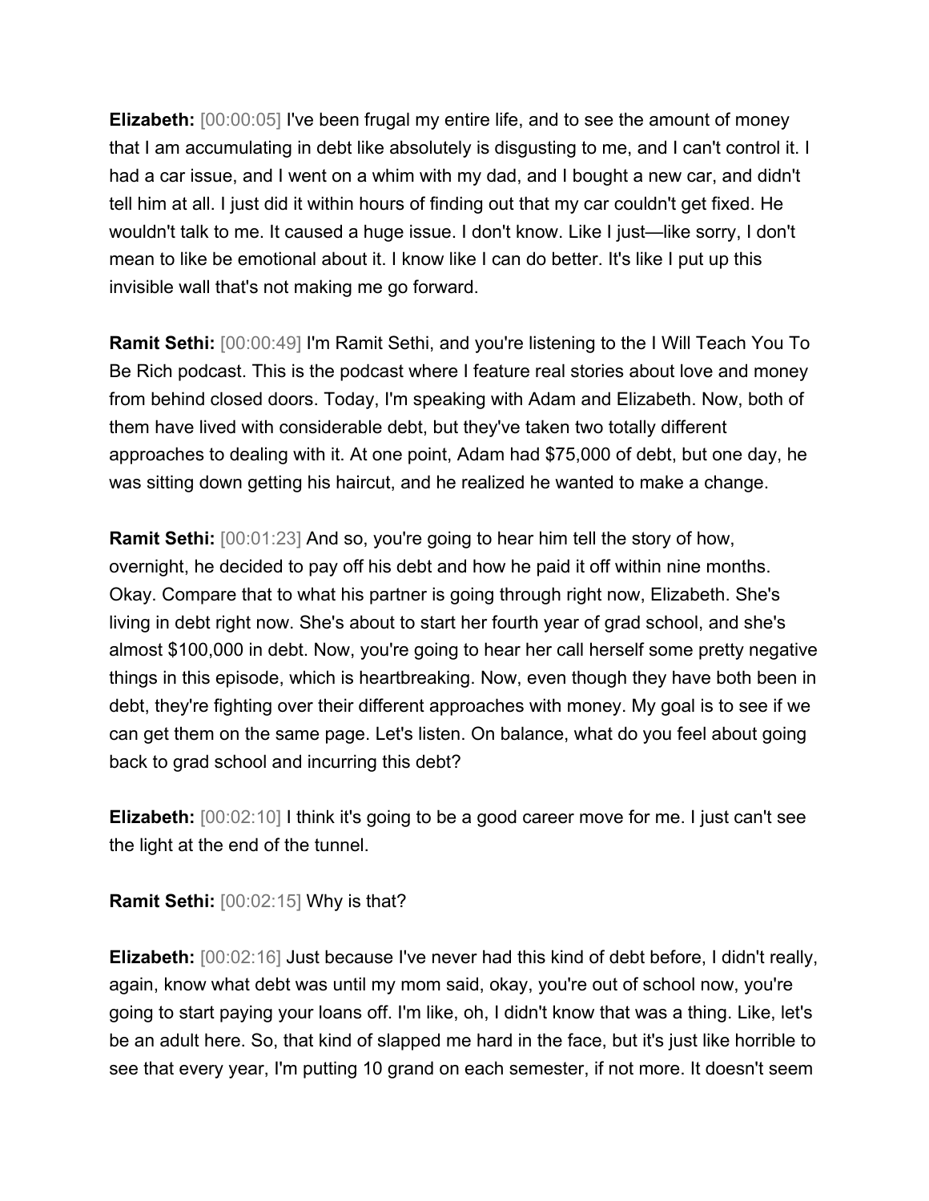**Elizabeth:** [00:00:05] I've been frugal my entire life, and to see the amount of money that I am accumulating in debt like absolutely is disgusting to me, and I can't control it. I had a car issue, and I went on a whim with my dad, and I bought a new car, and didn't tell him at all. I just did it within hours of finding out that my car couldn't get fixed. He wouldn't talk to me. It caused a huge issue. I don't know. Like I just—like sorry, I don't mean to like be emotional about it. I know like I can do better. It's like I put up this invisible wall that's not making me go forward.

**Ramit Sethi:** [00:00:49] I'm Ramit Sethi, and you're listening to the I Will Teach You To Be Rich podcast. This is the podcast where I feature real stories about love and money from behind closed doors. Today, I'm speaking with Adam and Elizabeth. Now, both of them have lived with considerable debt, but they've taken two totally different approaches to dealing with it. At one point, Adam had $75,000 of debt, but one day, he was sitting down getting his haircut, and he realized he wanted to make a change.

**Ramit Sethi:** [00:01:23] And so, you're going to hear him tell the story of how, overnight, he decided to pay off his debt and how he paid it off within nine months. Okay. Compare that to what his partner is going through right now, Elizabeth. She's living in debt right now. She's about to start her fourth year of grad school, and she's almost $100,000 in debt. Now, you're going to hear her call herself some pretty negative things in this episode, which is heartbreaking. Now, even though they have both been in debt, they're fighting over their different approaches with money. My goal is to see if we can get them on the same page. Let's listen. On balance, what do you feel about going back to grad school and incurring this debt?

**Elizabeth:** [00:02:10] I think it's going to be a good career move for me. I just can't see the light at the end of the tunnel.

**Ramit Sethi:** [00:02:15] Why is that?

**Elizabeth:** [00:02:16] Just because I've never had this kind of debt before, I didn't really, again, know what debt was until my mom said, okay, you're out of school now, you're going to start paying your loans off. I'm like, oh, I didn't know that was a thing. Like, let's be an adult here. So, that kind of slapped me hard in the face, but it's just like horrible to see that every year, I'm putting 10 grand on each semester, if not more. It doesn't seem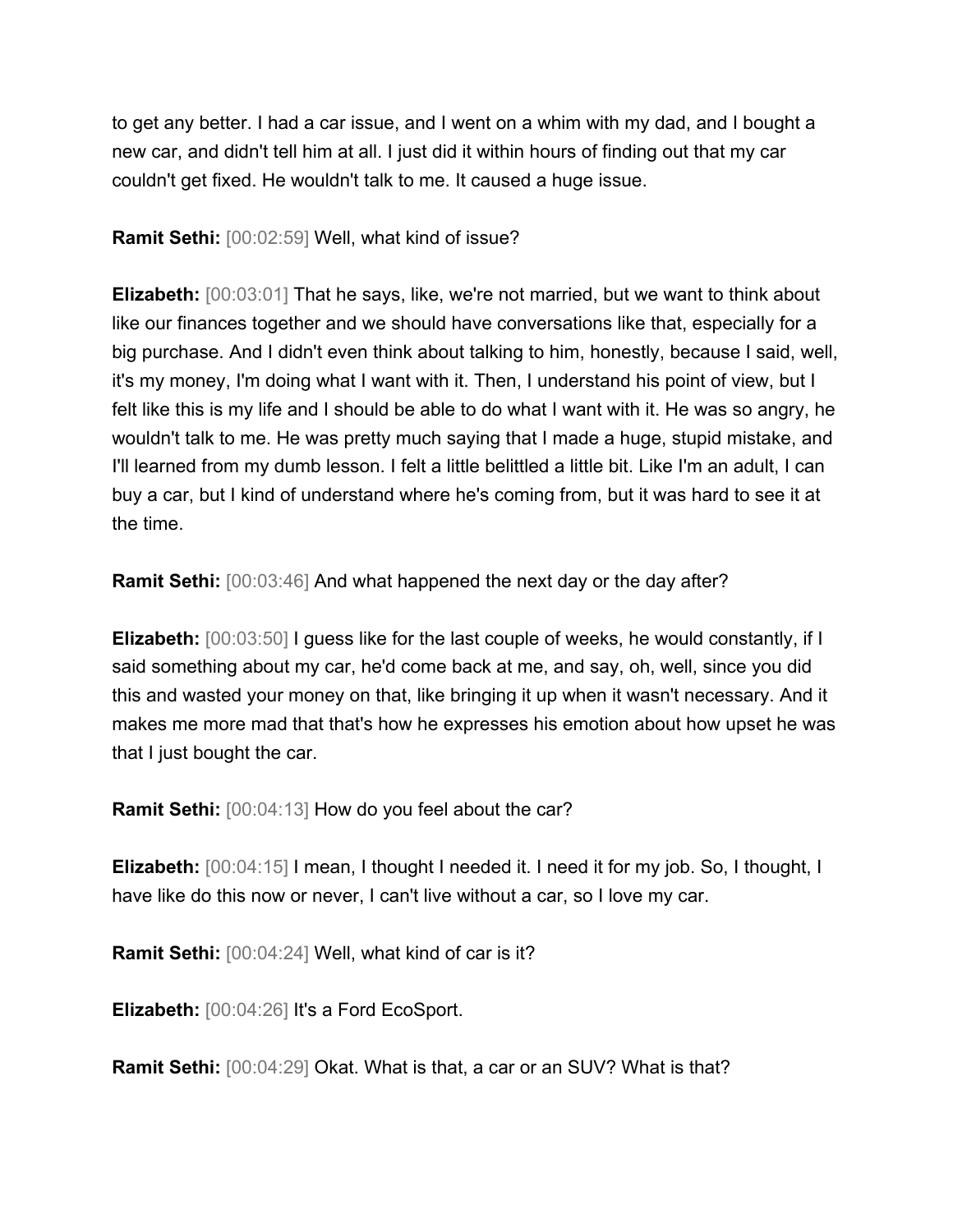to get any better. I had a car issue, and I went on a whim with my dad, and I bought a new car, and didn't tell him at all. I just did it within hours of finding out that my car couldn't get fixed. He wouldn't talk to me. It caused a huge issue.

**Ramit Sethi:** [00:02:59] Well, what kind of issue?

**Elizabeth:** [00:03:01] That he says, like, we're not married, but we want to think about like our finances together and we should have conversations like that, especially for a big purchase. And I didn't even think about talking to him, honestly, because I said, well, it's my money, I'm doing what I want with it. Then, I understand his point of view, but I felt like this is my life and I should be able to do what I want with it. He was so angry, he wouldn't talk to me. He was pretty much saying that I made a huge, stupid mistake, and I'll learned from my dumb lesson. I felt a little belittled a little bit. Like I'm an adult, I can buy a car, but I kind of understand where he's coming from, but it was hard to see it at the time.

**Ramit Sethi:** [00:03:46] And what happened the next day or the day after?

**Elizabeth:** [00:03:50] I guess like for the last couple of weeks, he would constantly, if I said something about my car, he'd come back at me, and say, oh, well, since you did this and wasted your money on that, like bringing it up when it wasn't necessary. And it makes me more mad that that's how he expresses his emotion about how upset he was that I just bought the car.

**Ramit Sethi:** [00:04:13] How do you feel about the car?

**Elizabeth:** [00:04:15] I mean, I thought I needed it. I need it for my job. So, I thought, I have like do this now or never, I can't live without a car, so I love my car.

**Ramit Sethi:** [00:04:24] Well, what kind of car is it?

**Elizabeth:** [00:04:26] It's a Ford EcoSport.

**Ramit Sethi:** [00:04:29] Okat. What is that, a car or an SUV? What is that?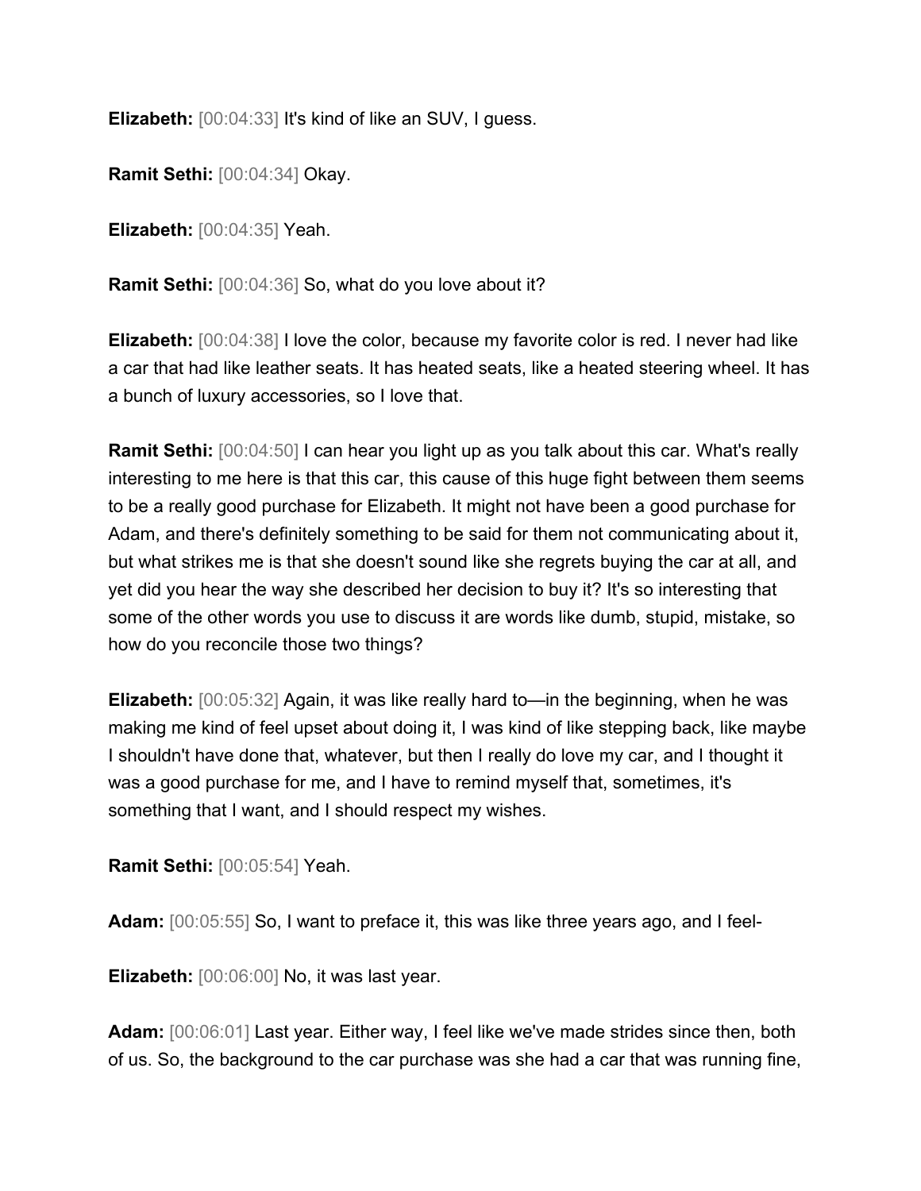**Elizabeth:** [00:04:33] It's kind of like an SUV, I guess.

**Ramit Sethi:** [00:04:34] Okay.

**Elizabeth:** [00:04:35] Yeah.

**Ramit Sethi:** [00:04:36] So, what do you love about it?

**Elizabeth:** [00:04:38] I love the color, because my favorite color is red. I never had like a car that had like leather seats. It has heated seats, like a heated steering wheel. It has a bunch of luxury accessories, so I love that.

**Ramit Sethi:** [00:04:50] I can hear you light up as you talk about this car. What's really interesting to me here is that this car, this cause of this huge fight between them seems to be a really good purchase for Elizabeth. It might not have been a good purchase for Adam, and there's definitely something to be said for them not communicating about it, but what strikes me is that she doesn't sound like she regrets buying the car at all, and yet did you hear the way she described her decision to buy it? It's so interesting that some of the other words you use to discuss it are words like dumb, stupid, mistake, so how do you reconcile those two things?

**Elizabeth:** [00:05:32] Again, it was like really hard to—in the beginning, when he was making me kind of feel upset about doing it, I was kind of like stepping back, like maybe I shouldn't have done that, whatever, but then I really do love my car, and I thought it was a good purchase for me, and I have to remind myself that, sometimes, it's something that I want, and I should respect my wishes.

**Ramit Sethi:** [00:05:54] Yeah.

**Adam:** [00:05:55] So, I want to preface it, this was like three years ago, and I feel-

**Elizabeth:** [00:06:00] No, it was last year.

**Adam:** [00:06:01] Last year. Either way, I feel like we've made strides since then, both of us. So, the background to the car purchase was she had a car that was running fine,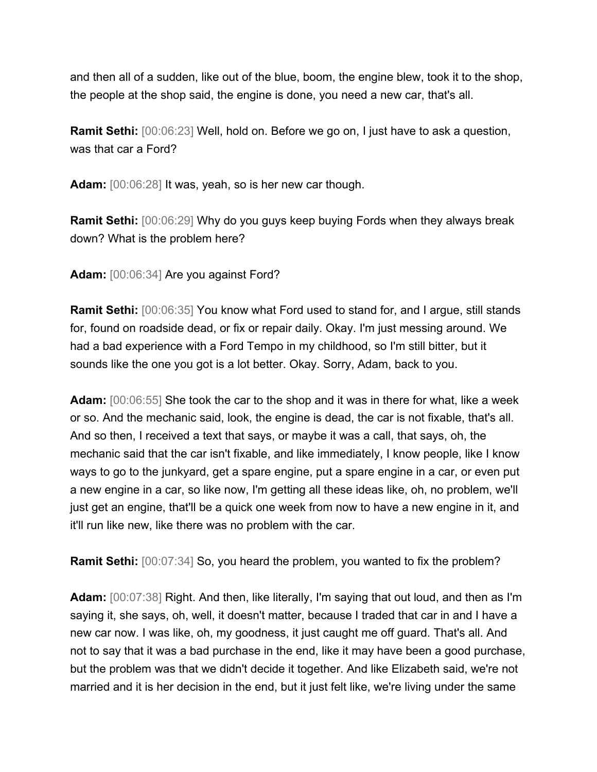and then all of a sudden, like out of the blue, boom, the engine blew, took it to the shop, the people at the shop said, the engine is done, you need a new car, that's all.

**Ramit Sethi:** [00:06:23] Well, hold on. Before we go on, I just have to ask a question, was that car a Ford?

**Adam:** [00:06:28] It was, yeah, so is her new car though.

**Ramit Sethi:** [00:06:29] Why do you guys keep buying Fords when they always break down? What is the problem here?

**Adam:** [00:06:34] Are you against Ford?

**Ramit Sethi:** [00:06:35] You know what Ford used to stand for, and I argue, still stands for, found on roadside dead, or fix or repair daily. Okay. I'm just messing around. We had a bad experience with a Ford Tempo in my childhood, so I'm still bitter, but it sounds like the one you got is a lot better. Okay. Sorry, Adam, back to you.

**Adam:** [00:06:55] She took the car to the shop and it was in there for what, like a week or so. And the mechanic said, look, the engine is dead, the car is not fixable, that's all. And so then, I received a text that says, or maybe it was a call, that says, oh, the mechanic said that the car isn't fixable, and like immediately, I know people, like I know ways to go to the junkyard, get a spare engine, put a spare engine in a car, or even put a new engine in a car, so like now, I'm getting all these ideas like, oh, no problem, we'll just get an engine, that'll be a quick one week from now to have a new engine in it, and it'll run like new, like there was no problem with the car.

**Ramit Sethi:** [00:07:34] So, you heard the problem, you wanted to fix the problem?

**Adam:** [00:07:38] Right. And then, like literally, I'm saying that out loud, and then as I'm saying it, she says, oh, well, it doesn't matter, because I traded that car in and I have a new car now. I was like, oh, my goodness, it just caught me off guard. That's all. And not to say that it was a bad purchase in the end, like it may have been a good purchase, but the problem was that we didn't decide it together. And like Elizabeth said, we're not married and it is her decision in the end, but it just felt like, we're living under the same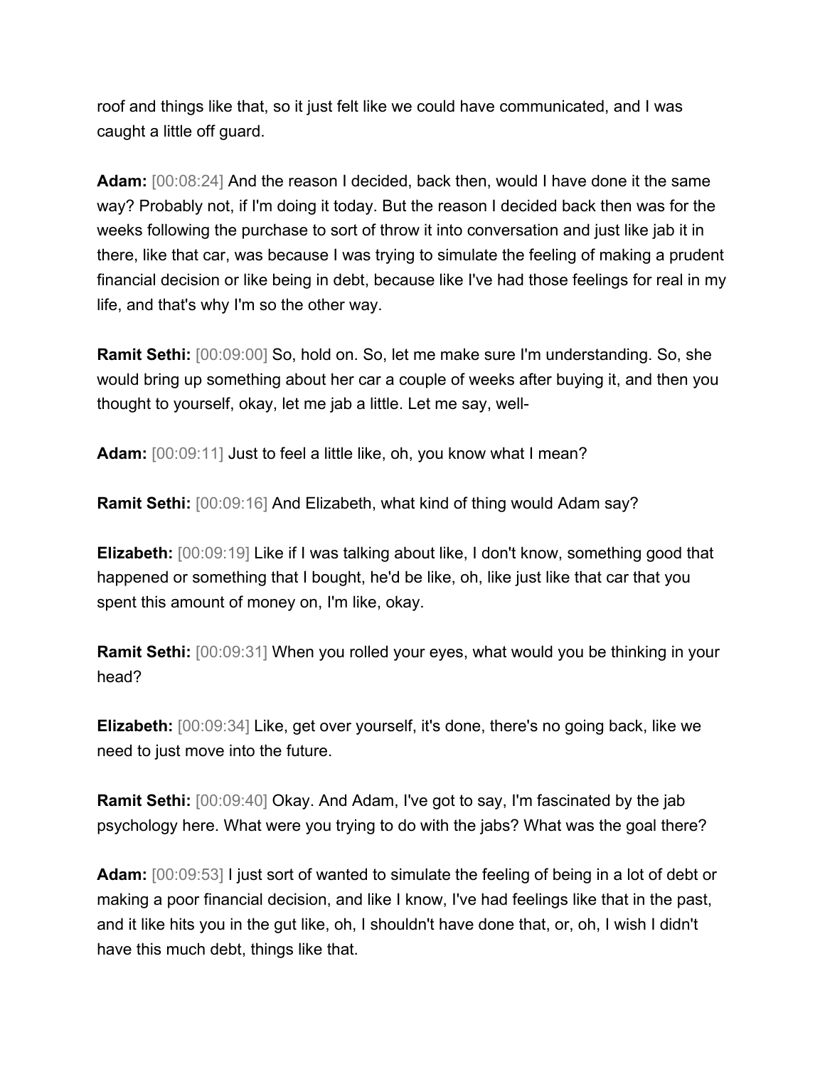roof and things like that, so it just felt like we could have communicated, and I was caught a little off guard.

**Adam:** [00:08:24] And the reason I decided, back then, would I have done it the same way? Probably not, if I'm doing it today. But the reason I decided back then was for the weeks following the purchase to sort of throw it into conversation and just like jab it in there, like that car, was because I was trying to simulate the feeling of making a prudent financial decision or like being in debt, because like I've had those feelings for real in my life, and that's why I'm so the other way.

**Ramit Sethi:** [00:09:00] So, hold on. So, let me make sure I'm understanding. So, she would bring up something about her car a couple of weeks after buying it, and then you thought to yourself, okay, let me jab a little. Let me say, well-

**Adam:** [00:09:11] Just to feel a little like, oh, you know what I mean?

**Ramit Sethi:** [00:09:16] And Elizabeth, what kind of thing would Adam say?

**Elizabeth:** [00:09:19] Like if I was talking about like, I don't know, something good that happened or something that I bought, he'd be like, oh, like just like that car that you spent this amount of money on, I'm like, okay.

**Ramit Sethi:** [00:09:31] When you rolled your eyes, what would you be thinking in your head?

**Elizabeth:** [00:09:34] Like, get over yourself, it's done, there's no going back, like we need to just move into the future.

**Ramit Sethi:** [00:09:40] Okay. And Adam, I've got to say, I'm fascinated by the jab psychology here. What were you trying to do with the jabs? What was the goal there?

**Adam:** [00:09:53] I just sort of wanted to simulate the feeling of being in a lot of debt or making a poor financial decision, and like I know, I've had feelings like that in the past, and it like hits you in the gut like, oh, I shouldn't have done that, or, oh, I wish I didn't have this much debt, things like that.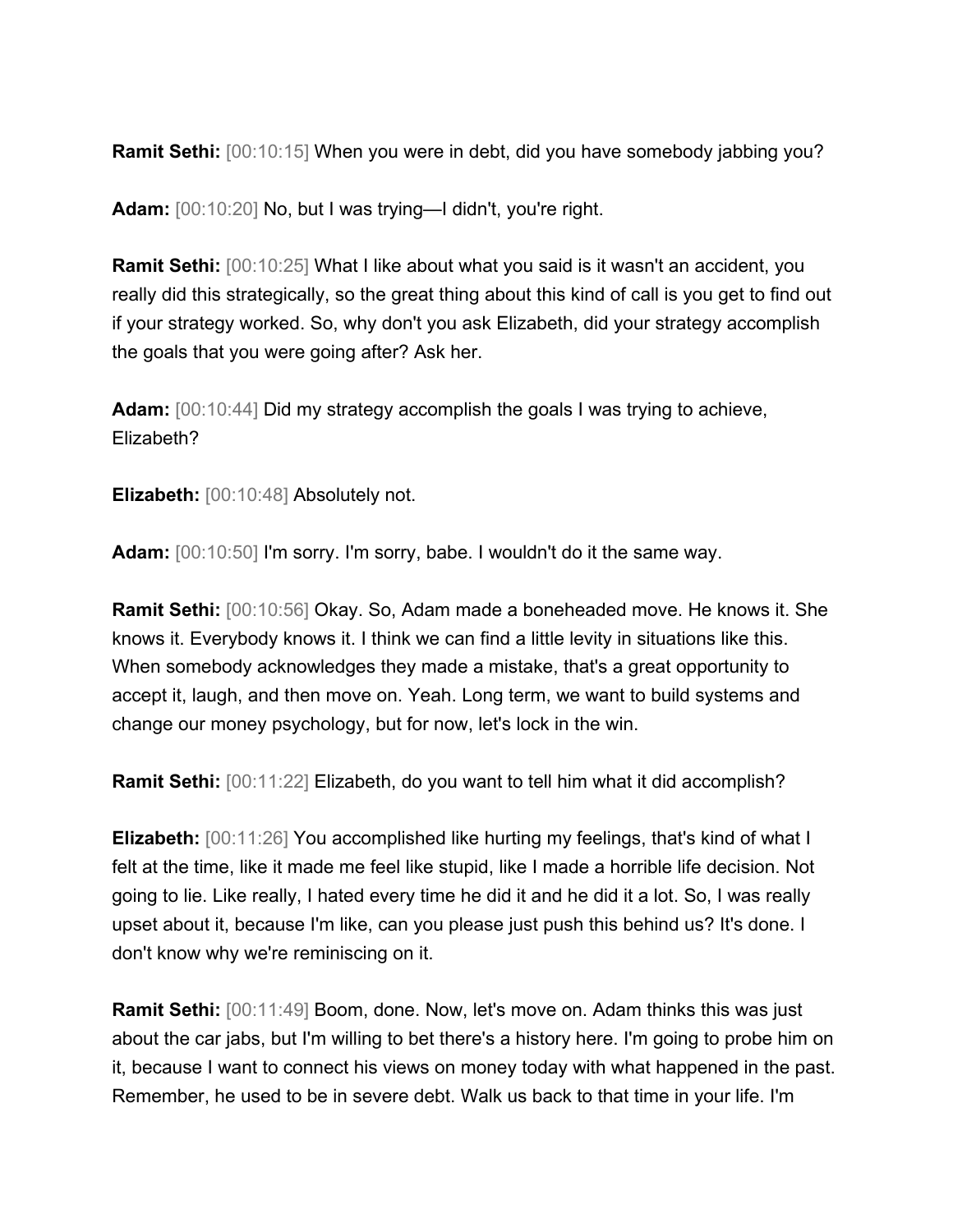**Ramit Sethi:** [00:10:15] When you were in debt, did you have somebody jabbing you?

**Adam:** [00:10:20] No, but I was trying—I didn't, you're right.

**Ramit Sethi:** [00:10:25] What I like about what you said is it wasn't an accident, you really did this strategically, so the great thing about this kind of call is you get to find out if your strategy worked. So, why don't you ask Elizabeth, did your strategy accomplish the goals that you were going after? Ask her.

**Adam:** [00:10:44] Did my strategy accomplish the goals I was trying to achieve, Elizabeth?

**Elizabeth:** [00:10:48] Absolutely not.

**Adam:** [00:10:50] I'm sorry. I'm sorry, babe. I wouldn't do it the same way.

**Ramit Sethi:** [00:10:56] Okay. So, Adam made a boneheaded move. He knows it. She knows it. Everybody knows it. I think we can find a little levity in situations like this. When somebody acknowledges they made a mistake, that's a great opportunity to accept it, laugh, and then move on. Yeah. Long term, we want to build systems and change our money psychology, but for now, let's lock in the win.

**Ramit Sethi:** [00:11:22] Elizabeth, do you want to tell him what it did accomplish?

**Elizabeth:** [00:11:26] You accomplished like hurting my feelings, that's kind of what I felt at the time, like it made me feel like stupid, like I made a horrible life decision. Not going to lie. Like really, I hated every time he did it and he did it a lot. So, I was really upset about it, because I'm like, can you please just push this behind us? It's done. I don't know why we're reminiscing on it.

**Ramit Sethi:** [00:11:49] Boom, done. Now, let's move on. Adam thinks this was just about the car jabs, but I'm willing to bet there's a history here. I'm going to probe him on it, because I want to connect his views on money today with what happened in the past. Remember, he used to be in severe debt. Walk us back to that time in your life. I'm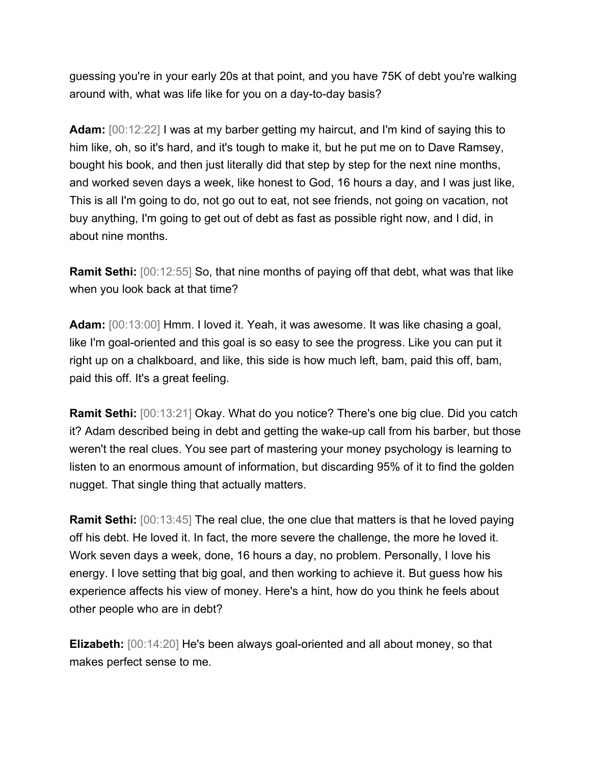guessing you're in your early 20s at that point, and you have 75K of debt you're walking around with, what was life like for you on a day-to-day basis?

**Adam:** [00:12:22] I was at my barber getting my haircut, and I'm kind of saying this to him like, oh, so it's hard, and it's tough to make it, but he put me on to Dave Ramsey, bought his book, and then just literally did that step by step for the next nine months, and worked seven days a week, like honest to God, 16 hours a day, and I was just like, This is all I'm going to do, not go out to eat, not see friends, not going on vacation, not buy anything, I'm going to get out of debt as fast as possible right now, and I did, in about nine months.

**Ramit Sethi:** [00:12:55] So, that nine months of paying off that debt, what was that like when you look back at that time?

**Adam:** [00:13:00] Hmm. I loved it. Yeah, it was awesome. It was like chasing a goal, like I'm goal-oriented and this goal is so easy to see the progress. Like you can put it right up on a chalkboard, and like, this side is how much left, bam, paid this off, bam, paid this off. It's a great feeling.

**Ramit Sethi:** [00:13:21] Okay. What do you notice? There's one big clue. Did you catch it? Adam described being in debt and getting the wake-up call from his barber, but those weren't the real clues. You see part of mastering your money psychology is learning to listen to an enormous amount of information, but discarding 95% of it to find the golden nugget. That single thing that actually matters.

**Ramit Sethi:** [00:13:45] The real clue, the one clue that matters is that he loved paying off his debt. He loved it. In fact, the more severe the challenge, the more he loved it. Work seven days a week, done, 16 hours a day, no problem. Personally, I love his energy. I love setting that big goal, and then working to achieve it. But guess how his experience affects his view of money. Here's a hint, how do you think he feels about other people who are in debt?

**Elizabeth:** [00:14:20] He's been always goal-oriented and all about money, so that makes perfect sense to me.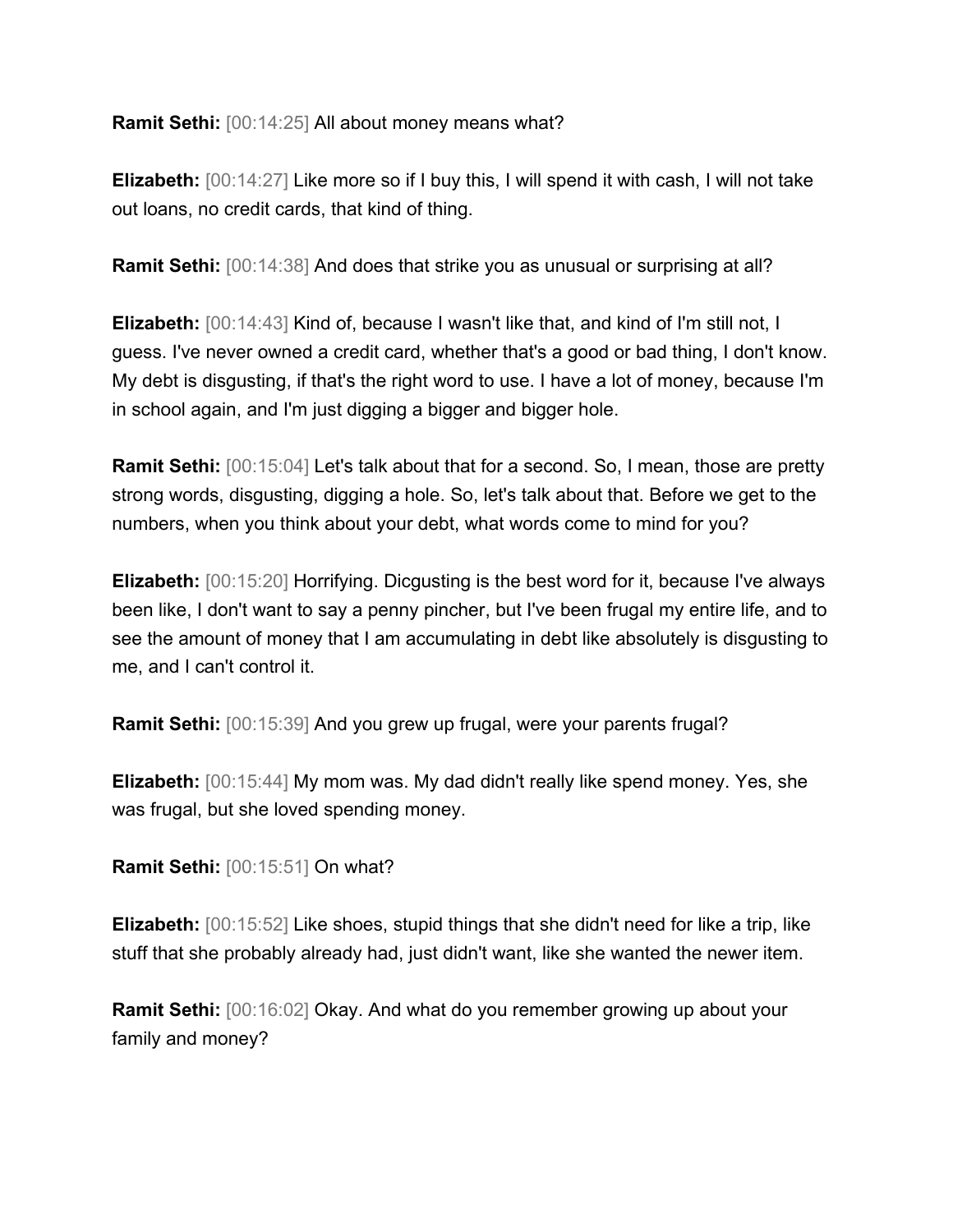**Ramit Sethi:** [00:14:25] All about money means what?

**Elizabeth:** [00:14:27] Like more so if I buy this, I will spend it with cash, I will not take out loans, no credit cards, that kind of thing.

**Ramit Sethi:** [00:14:38] And does that strike you as unusual or surprising at all?

**Elizabeth:** [00:14:43] Kind of, because I wasn't like that, and kind of I'm still not, I guess. I've never owned a credit card, whether that's a good or bad thing, I don't know. My debt is disgusting, if that's the right word to use. I have a lot of money, because I'm in school again, and I'm just digging a bigger and bigger hole.

**Ramit Sethi:** [00:15:04] Let's talk about that for a second. So, I mean, those are pretty strong words, disgusting, digging a hole. So, let's talk about that. Before we get to the numbers, when you think about your debt, what words come to mind for you?

**Elizabeth:** [00:15:20] Horrifying. Dicgusting is the best word for it, because I've always been like, I don't want to say a penny pincher, but I've been frugal my entire life, and to see the amount of money that I am accumulating in debt like absolutely is disgusting to me, and I can't control it.

**Ramit Sethi:** [00:15:39] And you grew up frugal, were your parents frugal?

**Elizabeth:** [00:15:44] My mom was. My dad didn't really like spend money. Yes, she was frugal, but she loved spending money.

**Ramit Sethi:** [00:15:51] On what?

**Elizabeth:** [00:15:52] Like shoes, stupid things that she didn't need for like a trip, like stuff that she probably already had, just didn't want, like she wanted the newer item.

**Ramit Sethi:** [00:16:02] Okay. And what do you remember growing up about your family and money?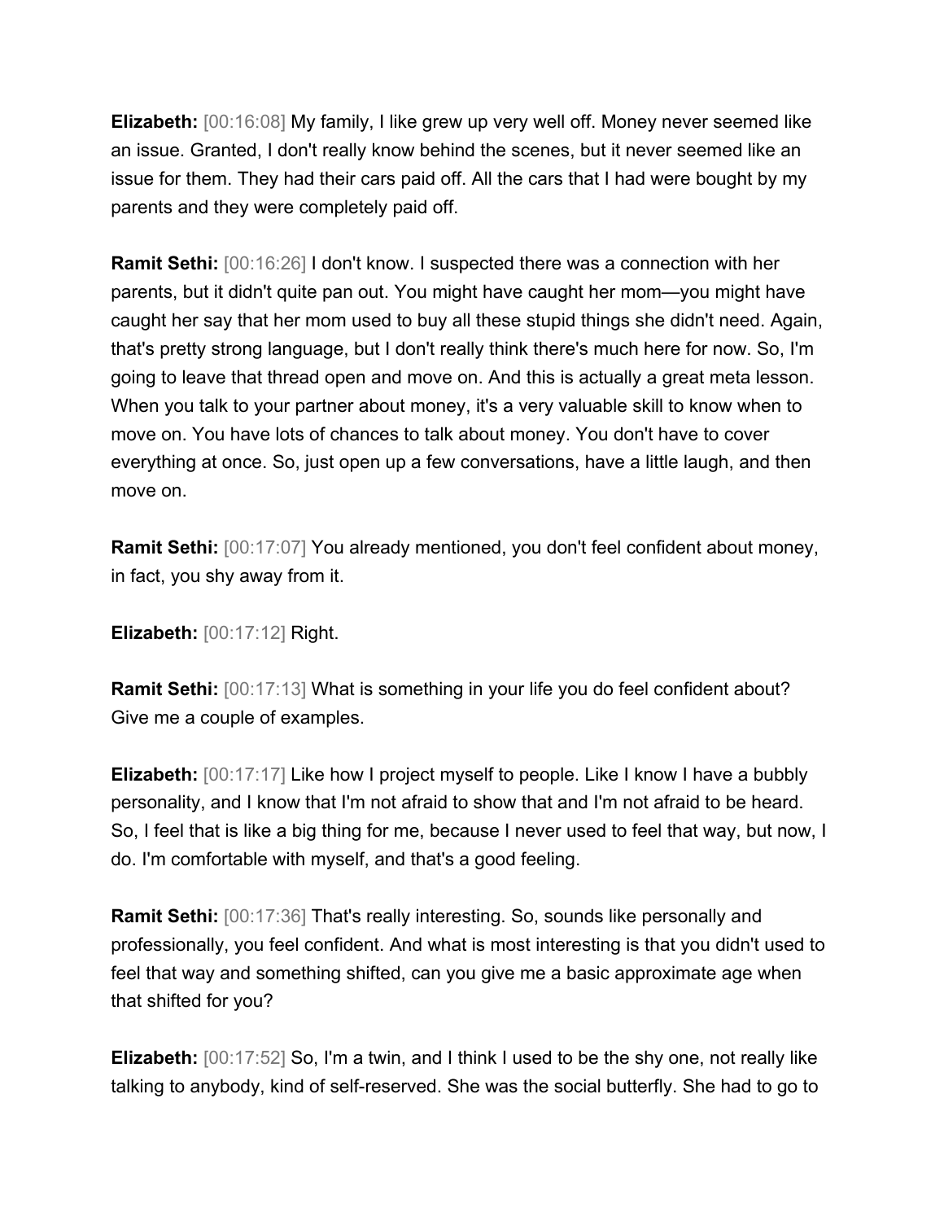**Elizabeth:** [00:16:08] My family, I like grew up very well off. Money never seemed like an issue. Granted, I don't really know behind the scenes, but it never seemed like an issue for them. They had their cars paid off. All the cars that I had were bought by my parents and they were completely paid off.

**Ramit Sethi:** [00:16:26] I don't know. I suspected there was a connection with her parents, but it didn't quite pan out. You might have caught her mom—you might have caught her say that her mom used to buy all these stupid things she didn't need. Again, that's pretty strong language, but I don't really think there's much here for now. So, I'm going to leave that thread open and move on. And this is actually a great meta lesson. When you talk to your partner about money, it's a very valuable skill to know when to move on. You have lots of chances to talk about money. You don't have to cover everything at once. So, just open up a few conversations, have a little laugh, and then move on.

**Ramit Sethi:** [00:17:07] You already mentioned, you don't feel confident about money, in fact, you shy away from it.

**Elizabeth:** [00:17:12] Right.

**Ramit Sethi:** [00:17:13] What is something in your life you do feel confident about? Give me a couple of examples.

**Elizabeth:** [00:17:17] Like how I project myself to people. Like I know I have a bubbly personality, and I know that I'm not afraid to show that and I'm not afraid to be heard. So, I feel that is like a big thing for me, because I never used to feel that way, but now, I do. I'm comfortable with myself, and that's a good feeling.

**Ramit Sethi:** [00:17:36] That's really interesting. So, sounds like personally and professionally, you feel confident. And what is most interesting is that you didn't used to feel that way and something shifted, can you give me a basic approximate age when that shifted for you?

**Elizabeth:** [00:17:52] So, I'm a twin, and I think I used to be the shy one, not really like talking to anybody, kind of self-reserved. She was the social butterfly. She had to go to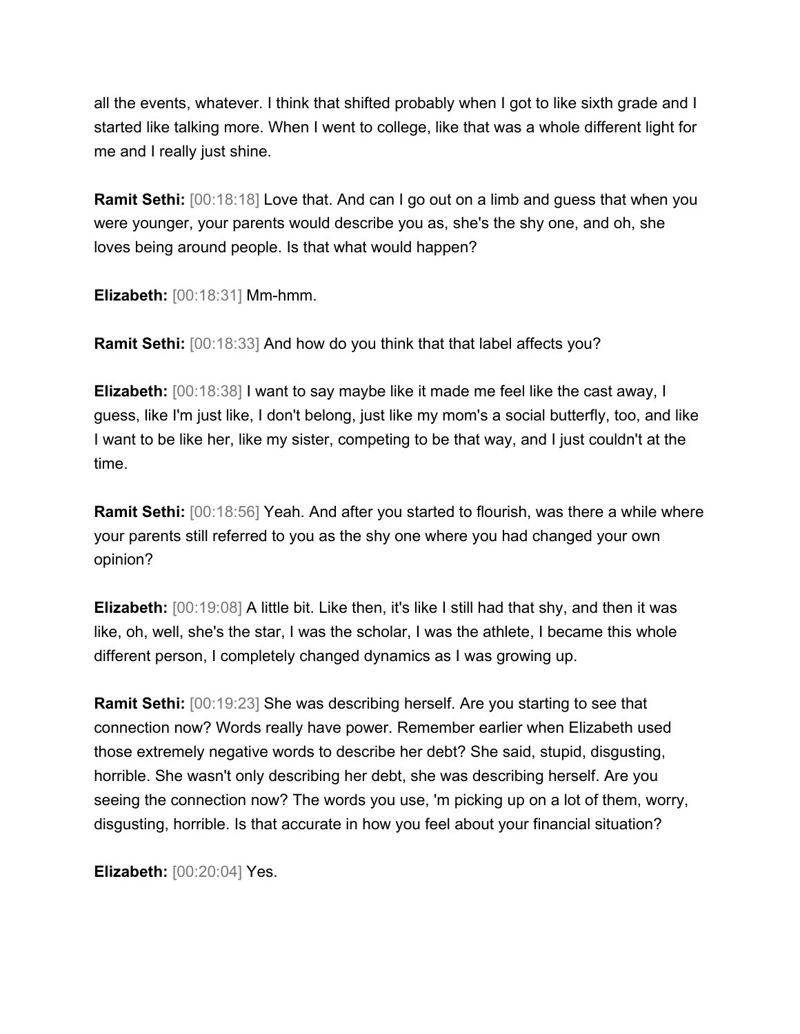all the events, whatever. I think that shifted probably when I got to like sixth grade and I started like talking more. When I went to college, like that was a whole different light for me and I really just shine.

**Ramit Sethi:** [00:18:18] Love that. And can I go out on a limb and guess that when you were younger, your parents would describe you as, she's the shy one, and oh, she loves being around people. Is that what would happen?

**Elizabeth:** [00:18:31] Mm-hmm.

**Ramit Sethi:** [00:18:33] And how do you think that that label affects you?

**Elizabeth:** [00:18:38] I want to say maybe like it made me feel like the cast away, I guess, like I'm just like, I don't belong, just like my mom's a social butterfly, too, and like I want to be like her, like my sister, competing to be that way, and I just couldn't at the time.

**Ramit Sethi:** [00:18:56] Yeah. And after you started to flourish, was there a while where your parents still referred to you as the shy one where you had changed your own opinion?

**Elizabeth:** [00:19:08] A little bit. Like then, it's like I still had that shy, and then it was like, oh, well, she's the star, I was the scholar, I was the athlete, I became this whole different person, I completely changed dynamics as I was growing up.

**Ramit Sethi:** [00:19:23] She was describing herself. Are you starting to see that connection now? Words really have power. Remember earlier when Elizabeth used those extremely negative words to describe her debt? She said, stupid, disgusting, horrible. She wasn't only describing her debt, she was describing herself. Are you seeing the connection now? The words you use, 'm picking up on a lot of them, worry, disgusting, horrible. Is that accurate in how you feel about your financial situation?

**Elizabeth:** [00:20:04] Yes.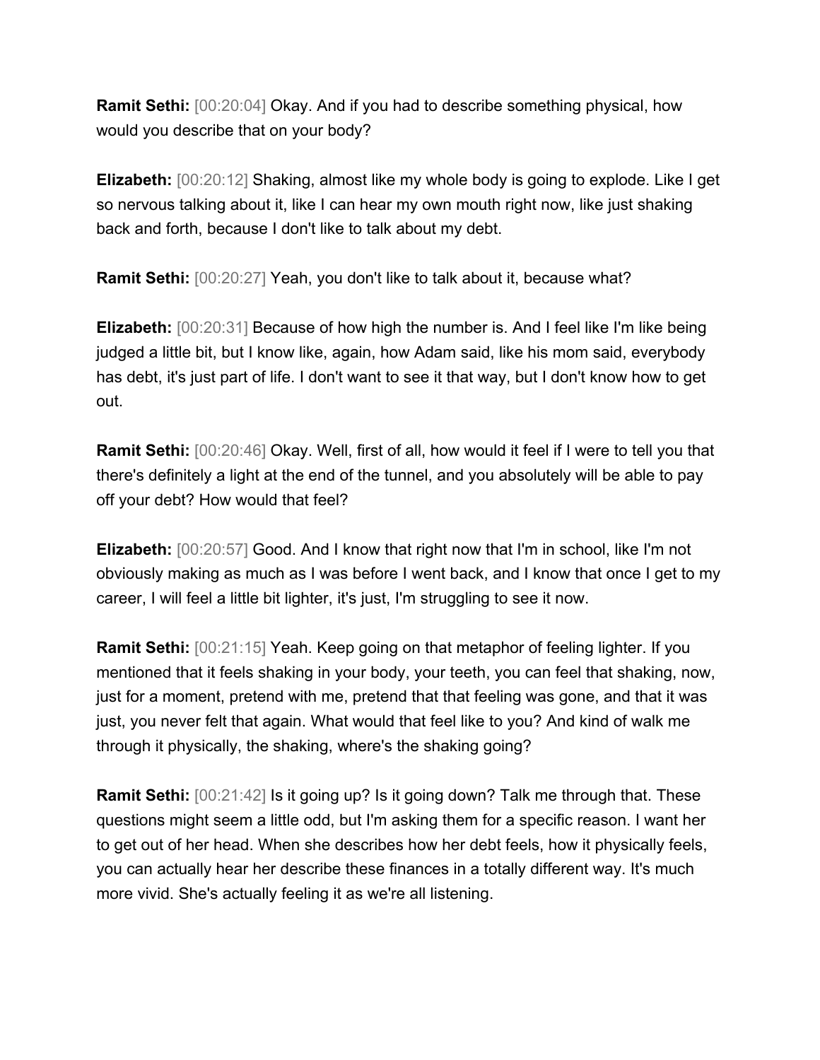**Ramit Sethi:** [00:20:04] Okay. And if you had to describe something physical, how would you describe that on your body?

**Elizabeth:** [00:20:12] Shaking, almost like my whole body is going to explode. Like I get so nervous talking about it, like I can hear my own mouth right now, like just shaking back and forth, because I don't like to talk about my debt.

**Ramit Sethi:** [00:20:27] Yeah, you don't like to talk about it, because what?

**Elizabeth:** [00:20:31] Because of how high the number is. And I feel like I'm like being judged a little bit, but I know like, again, how Adam said, like his mom said, everybody has debt, it's just part of life. I don't want to see it that way, but I don't know how to get out.

**Ramit Sethi:** [00:20:46] Okay. Well, first of all, how would it feel if I were to tell you that there's definitely a light at the end of the tunnel, and you absolutely will be able to pay off your debt? How would that feel?

**Elizabeth:** [00:20:57] Good. And I know that right now that I'm in school, like I'm not obviously making as much as I was before I went back, and I know that once I get to my career, I will feel a little bit lighter, it's just, I'm struggling to see it now.

**Ramit Sethi:** [00:21:15] Yeah. Keep going on that metaphor of feeling lighter. If you mentioned that it feels shaking in your body, your teeth, you can feel that shaking, now, just for a moment, pretend with me, pretend that that feeling was gone, and that it was just, you never felt that again. What would that feel like to you? And kind of walk me through it physically, the shaking, where's the shaking going?

**Ramit Sethi:** [00:21:42] Is it going up? Is it going down? Talk me through that. These questions might seem a little odd, but I'm asking them for a specific reason. I want her to get out of her head. When she describes how her debt feels, how it physically feels, you can actually hear her describe these finances in a totally different way. It's much more vivid. She's actually feeling it as we're all listening.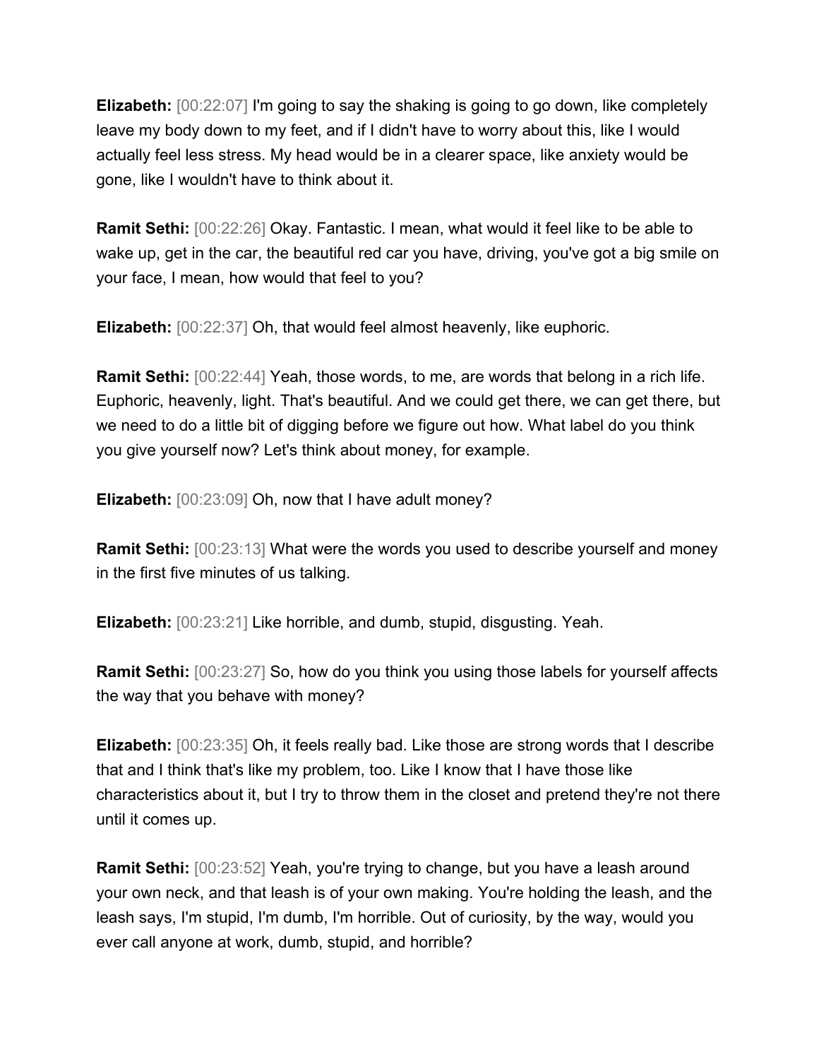**Elizabeth:** [00:22:07] I'm going to say the shaking is going to go down, like completely leave my body down to my feet, and if I didn't have to worry about this, like I would actually feel less stress. My head would be in a clearer space, like anxiety would be gone, like I wouldn't have to think about it.

**Ramit Sethi:** [00:22:26] Okay. Fantastic. I mean, what would it feel like to be able to wake up, get in the car, the beautiful red car you have, driving, you've got a big smile on your face, I mean, how would that feel to you?

**Elizabeth:** [00:22:37] Oh, that would feel almost heavenly, like euphoric.

**Ramit Sethi:** [00:22:44] Yeah, those words, to me, are words that belong in a rich life. Euphoric, heavenly, light. That's beautiful. And we could get there, we can get there, but we need to do a little bit of digging before we figure out how. What label do you think you give yourself now? Let's think about money, for example.

**Elizabeth:** [00:23:09] Oh, now that I have adult money?

**Ramit Sethi:** [00:23:13] What were the words you used to describe yourself and money in the first five minutes of us talking.

**Elizabeth:** [00:23:21] Like horrible, and dumb, stupid, disgusting. Yeah.

**Ramit Sethi:** [00:23:27] So, how do you think you using those labels for yourself affects the way that you behave with money?

**Elizabeth:** [00:23:35] Oh, it feels really bad. Like those are strong words that I describe that and I think that's like my problem, too. Like I know that I have those like characteristics about it, but I try to throw them in the closet and pretend they're not there until it comes up.

**Ramit Sethi:** [00:23:52] Yeah, you're trying to change, but you have a leash around your own neck, and that leash is of your own making. You're holding the leash, and the leash says, I'm stupid, I'm dumb, I'm horrible. Out of curiosity, by the way, would you ever call anyone at work, dumb, stupid, and horrible?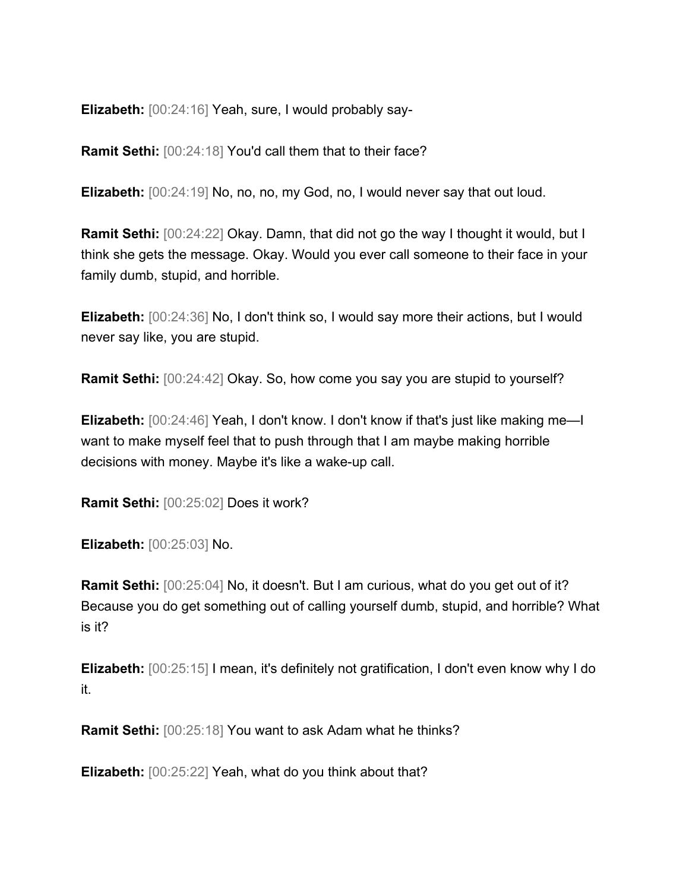**Elizabeth:** [00:24:16] Yeah, sure, I would probably say-

**Ramit Sethi:** [00:24:18] You'd call them that to their face?

**Elizabeth:** [00:24:19] No, no, no, my God, no, I would never say that out loud.

**Ramit Sethi:** [00:24:22] Okay. Damn, that did not go the way I thought it would, but I think she gets the message. Okay. Would you ever call someone to their face in your family dumb, stupid, and horrible.

**Elizabeth:** [00:24:36] No, I don't think so, I would say more their actions, but I would never say like, you are stupid.

**Ramit Sethi:** [00:24:42] Okay. So, how come you say you are stupid to yourself?

**Elizabeth:** [00:24:46] Yeah, I don't know. I don't know if that's just like making me—I want to make myself feel that to push through that I am maybe making horrible decisions with money. Maybe it's like a wake-up call.

**Ramit Sethi:** [00:25:02] Does it work?

**Elizabeth:** [00:25:03] No.

**Ramit Sethi:** [00:25:04] No, it doesn't. But I am curious, what do you get out of it? Because you do get something out of calling yourself dumb, stupid, and horrible? What is it?

**Elizabeth:** [00:25:15] I mean, it's definitely not gratification, I don't even know why I do it.

**Ramit Sethi:** [00:25:18] You want to ask Adam what he thinks?

**Elizabeth:** [00:25:22] Yeah, what do you think about that?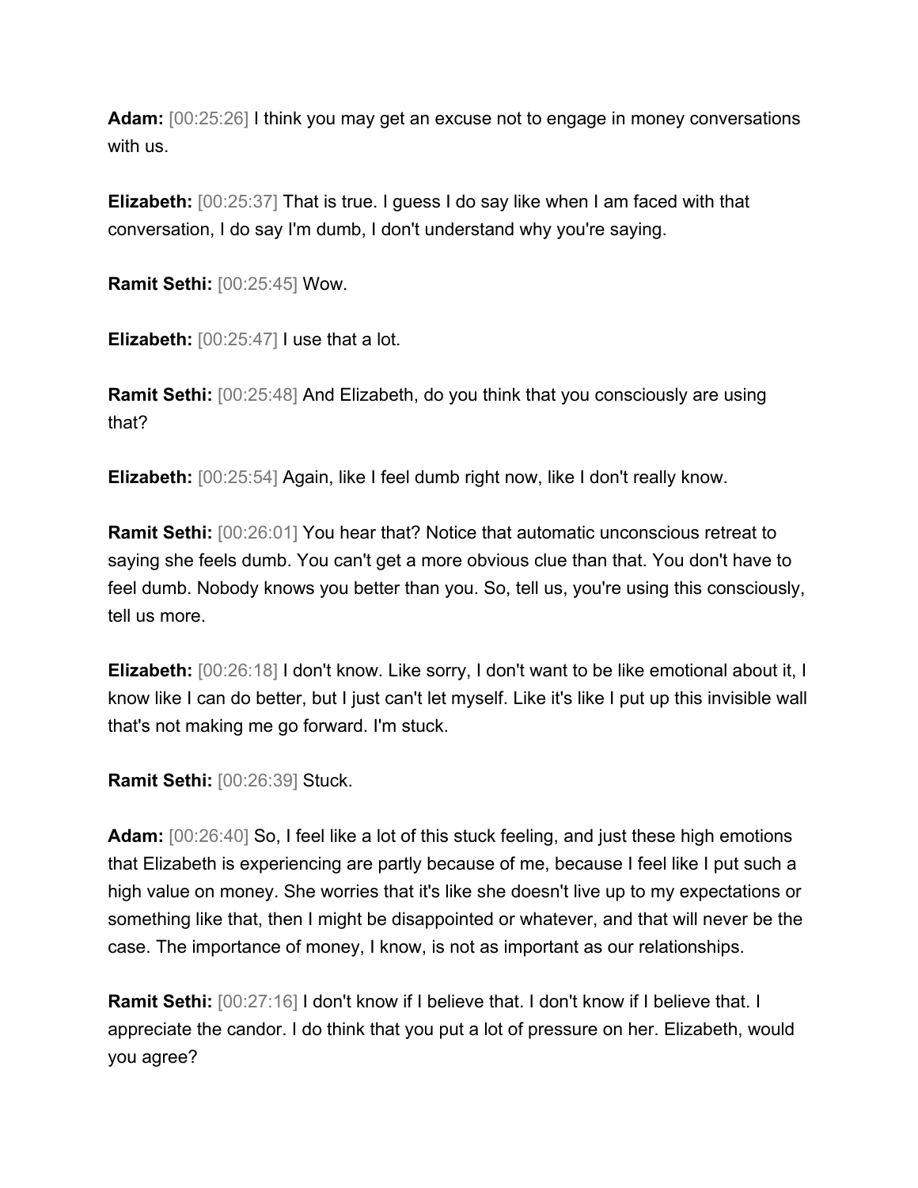**Adam:** [00:25:26] I think you may get an excuse not to engage in money conversations with us.

**Elizabeth:** [00:25:37] That is true. I guess I do say like when I am faced with that conversation, I do say I'm dumb, I don't understand why you're saying.

**Ramit Sethi:** [00:25:45] Wow.

**Elizabeth:** [00:25:47] I use that a lot.

**Ramit Sethi:** [00:25:48] And Elizabeth, do you think that you consciously are using that?

**Elizabeth:** [00:25:54] Again, like I feel dumb right now, like I don't really know.

**Ramit Sethi:** [00:26:01] You hear that? Notice that automatic unconscious retreat to saying she feels dumb. You can't get a more obvious clue than that. You don't have to feel dumb. Nobody knows you better than you. So, tell us, you're using this consciously, tell us more.

**Elizabeth:** [00:26:18] I don't know. Like sorry, I don't want to be like emotional about it, I know like I can do better, but I just can't let myself. Like it's like I put up this invisible wall that's not making me go forward. I'm stuck.

**Ramit Sethi:** [00:26:39] Stuck.

**Adam:** [00:26:40] So, I feel like a lot of this stuck feeling, and just these high emotions that Elizabeth is experiencing are partly because of me, because I feel like I put such a high value on money. She worries that it's like she doesn't live up to my expectations or something like that, then I might be disappointed or whatever, and that will never be the case. The importance of money, I know, is not as important as our relationships.

**Ramit Sethi:** [00:27:16] I don't know if I believe that. I don't know if I believe that. I appreciate the candor. I do think that you put a lot of pressure on her. Elizabeth, would you agree?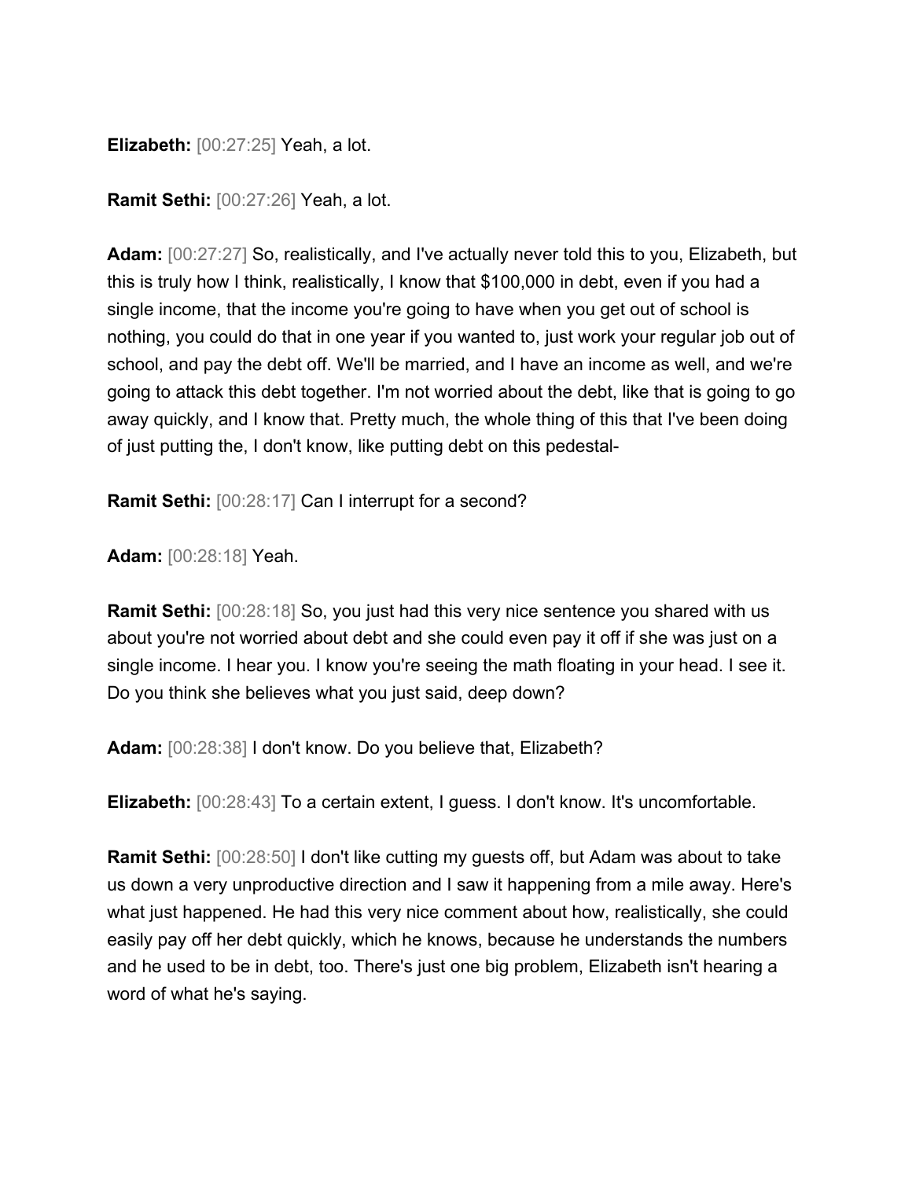**Elizabeth:** [00:27:25] Yeah, a lot.

**Ramit Sethi:** [00:27:26] Yeah, a lot.

**Adam:** [00:27:27] So, realistically, and I've actually never told this to you, Elizabeth, but this is truly how I think, realistically, I know that $100,000 in debt, even if you had a single income, that the income you're going to have when you get out of school is nothing, you could do that in one year if you wanted to, just work your regular job out of school, and pay the debt off. We'll be married, and I have an income as well, and we're going to attack this debt together. I'm not worried about the debt, like that is going to go away quickly, and I know that. Pretty much, the whole thing of this that I've been doing of just putting the, I don't know, like putting debt on this pedestal-

**Ramit Sethi:** [00:28:17] Can I interrupt for a second?

**Adam:** [00:28:18] Yeah.

**Ramit Sethi:** [00:28:18] So, you just had this very nice sentence you shared with us about you're not worried about debt and she could even pay it off if she was just on a single income. I hear you. I know you're seeing the math floating in your head. I see it. Do you think she believes what you just said, deep down?

**Adam:** [00:28:38] I don't know. Do you believe that, Elizabeth?

**Elizabeth:** [00:28:43] To a certain extent, I guess. I don't know. It's uncomfortable.

**Ramit Sethi:** [00:28:50] I don't like cutting my guests off, but Adam was about to take us down a very unproductive direction and I saw it happening from a mile away. Here's what just happened. He had this very nice comment about how, realistically, she could easily pay off her debt quickly, which he knows, because he understands the numbers and he used to be in debt, too. There's just one big problem, Elizabeth isn't hearing a word of what he's saying.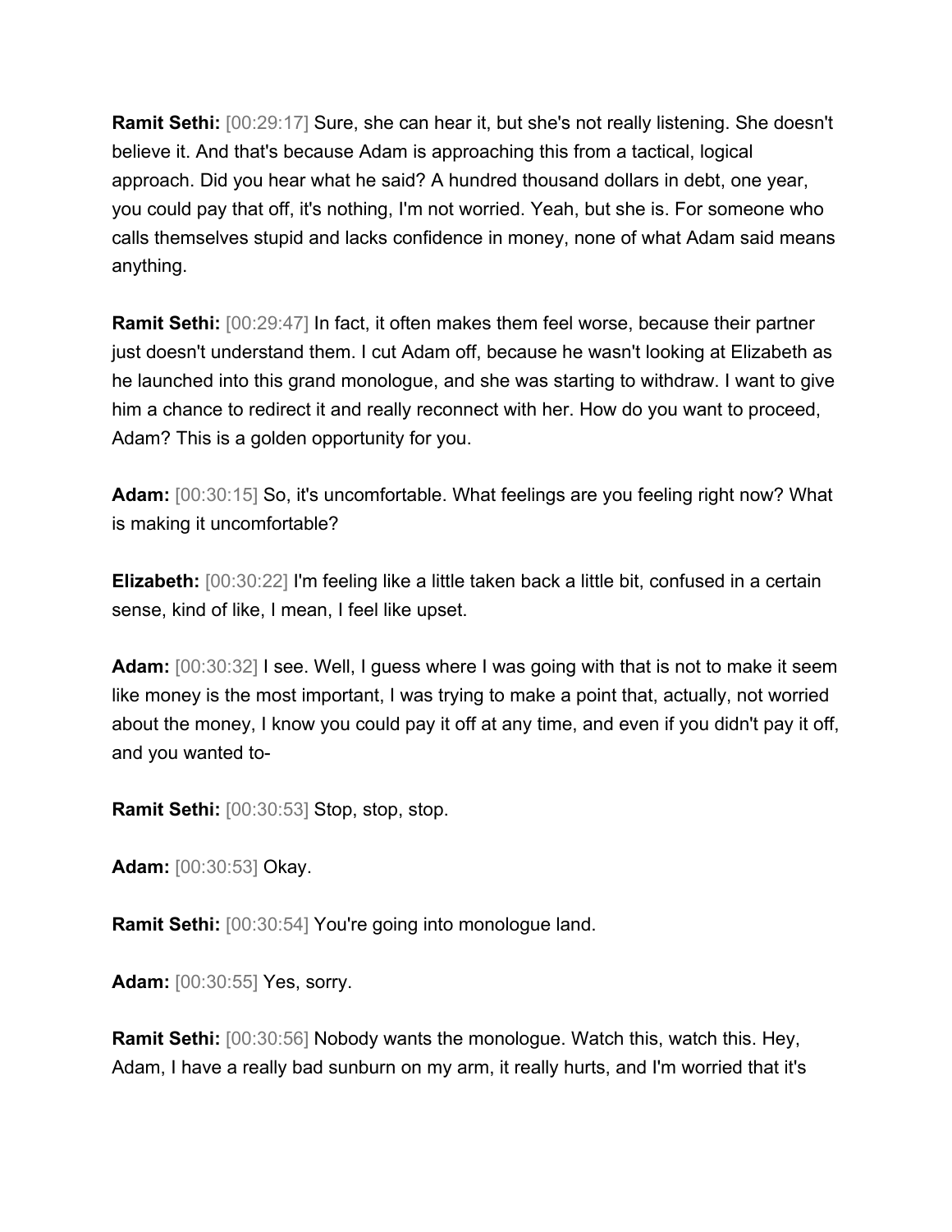**Ramit Sethi:** [00:29:17] Sure, she can hear it, but she's not really listening. She doesn't believe it. And that's because Adam is approaching this from a tactical, logical approach. Did you hear what he said? A hundred thousand dollars in debt, one year, you could pay that off, it's nothing, I'm not worried. Yeah, but she is. For someone who calls themselves stupid and lacks confidence in money, none of what Adam said means anything.

**Ramit Sethi:** [00:29:47] In fact, it often makes them feel worse, because their partner just doesn't understand them. I cut Adam off, because he wasn't looking at Elizabeth as he launched into this grand monologue, and she was starting to withdraw. I want to give him a chance to redirect it and really reconnect with her. How do you want to proceed, Adam? This is a golden opportunity for you.

**Adam:** [00:30:15] So, it's uncomfortable. What feelings are you feeling right now? What is making it uncomfortable?

**Elizabeth:** [00:30:22] I'm feeling like a little taken back a little bit, confused in a certain sense, kind of like, I mean, I feel like upset.

**Adam:** [00:30:32] I see. Well, I guess where I was going with that is not to make it seem like money is the most important, I was trying to make a point that, actually, not worried about the money, I know you could pay it off at any time, and even if you didn't pay it off, and you wanted to-

**Ramit Sethi:** [00:30:53] Stop, stop, stop.

**Adam:** [00:30:53] Okay.

**Ramit Sethi:** [00:30:54] You're going into monologue land.

**Adam:** [00:30:55] Yes, sorry.

**Ramit Sethi:** [00:30:56] Nobody wants the monologue. Watch this, watch this. Hey, Adam, I have a really bad sunburn on my arm, it really hurts, and I'm worried that it's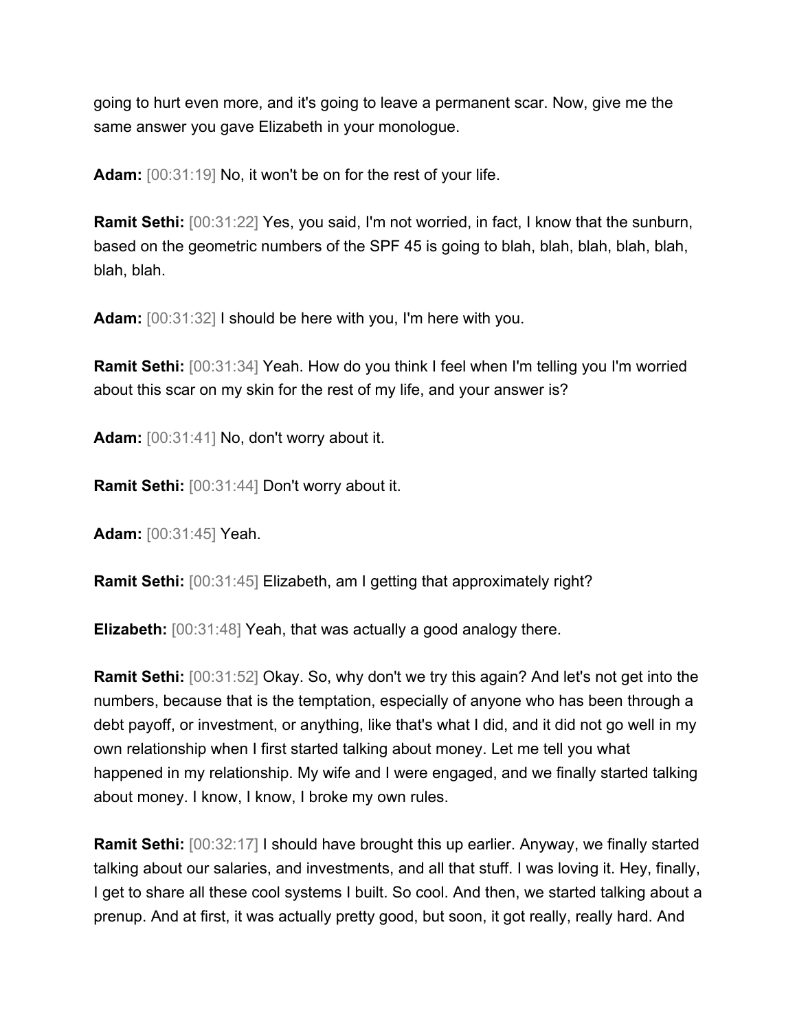going to hurt even more, and it's going to leave a permanent scar. Now, give me the same answer you gave Elizabeth in your monologue.

**Adam:** [00:31:19] No, it won't be on for the rest of your life.

**Ramit Sethi:** [00:31:22] Yes, you said, I'm not worried, in fact, I know that the sunburn, based on the geometric numbers of the SPF 45 is going to blah, blah, blah, blah, blah, blah, blah.

**Adam:** [00:31:32] I should be here with you, I'm here with you.

**Ramit Sethi:** [00:31:34] Yeah. How do you think I feel when I'm telling you I'm worried about this scar on my skin for the rest of my life, and your answer is?

**Adam:** [00:31:41] No, don't worry about it.

**Ramit Sethi:** [00:31:44] Don't worry about it.

**Adam:** [00:31:45] Yeah.

**Ramit Sethi:** [00:31:45] Elizabeth, am I getting that approximately right?

**Elizabeth:** [00:31:48] Yeah, that was actually a good analogy there.

**Ramit Sethi:** [00:31:52] Okay. So, why don't we try this again? And let's not get into the numbers, because that is the temptation, especially of anyone who has been through a debt payoff, or investment, or anything, like that's what I did, and it did not go well in my own relationship when I first started talking about money. Let me tell you what happened in my relationship. My wife and I were engaged, and we finally started talking about money. I know, I know, I broke my own rules.

**Ramit Sethi:** [00:32:17] I should have brought this up earlier. Anyway, we finally started talking about our salaries, and investments, and all that stuff. I was loving it. Hey, finally, I get to share all these cool systems I built. So cool. And then, we started talking about a prenup. And at first, it was actually pretty good, but soon, it got really, really hard. And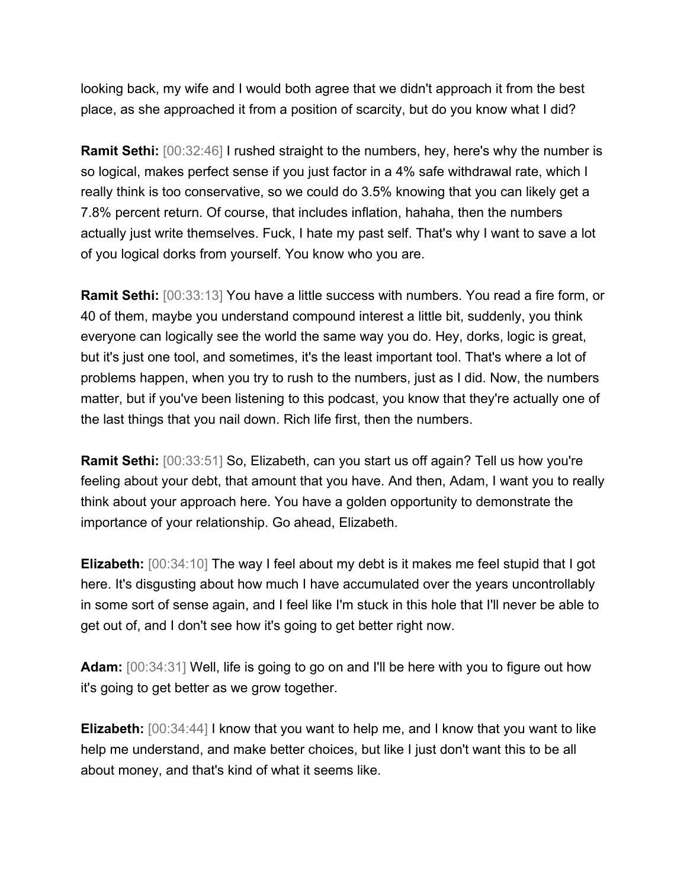looking back, my wife and I would both agree that we didn't approach it from the best place, as she approached it from a position of scarcity, but do you know what I did?

**Ramit Sethi:** [00:32:46] I rushed straight to the numbers, hey, here's why the number is so logical, makes perfect sense if you just factor in a 4% safe withdrawal rate, which I really think is too conservative, so we could do 3.5% knowing that you can likely get a 7.8% percent return. Of course, that includes inflation, hahaha, then the numbers actually just write themselves. Fuck, I hate my past self. That's why I want to save a lot of you logical dorks from yourself. You know who you are.

**Ramit Sethi:** [00:33:13] You have a little success with numbers. You read a fire form, or 40 of them, maybe you understand compound interest a little bit, suddenly, you think everyone can logically see the world the same way you do. Hey, dorks, logic is great, but it's just one tool, and sometimes, it's the least important tool. That's where a lot of problems happen, when you try to rush to the numbers, just as I did. Now, the numbers matter, but if you've been listening to this podcast, you know that they're actually one of the last things that you nail down. Rich life first, then the numbers.

**Ramit Sethi:** [00:33:51] So, Elizabeth, can you start us off again? Tell us how you're feeling about your debt, that amount that you have. And then, Adam, I want you to really think about your approach here. You have a golden opportunity to demonstrate the importance of your relationship. Go ahead, Elizabeth.

**Elizabeth:** [00:34:10] The way I feel about my debt is it makes me feel stupid that I got here. It's disgusting about how much I have accumulated over the years uncontrollably in some sort of sense again, and I feel like I'm stuck in this hole that I'll never be able to get out of, and I don't see how it's going to get better right now.

**Adam:** [00:34:31] Well, life is going to go on and I'll be here with you to figure out how it's going to get better as we grow together.

**Elizabeth:** [00:34:44] I know that you want to help me, and I know that you want to like help me understand, and make better choices, but like I just don't want this to be all about money, and that's kind of what it seems like.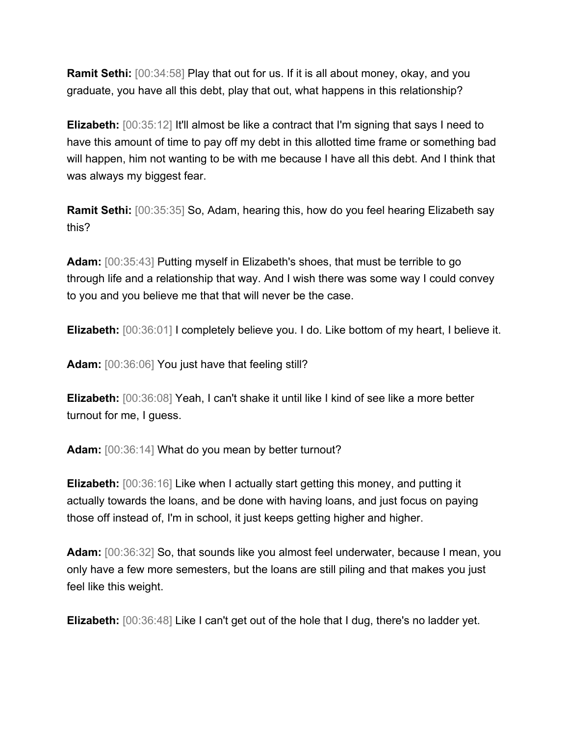**Ramit Sethi:** [00:34:58] Play that out for us. If it is all about money, okay, and you graduate, you have all this debt, play that out, what happens in this relationship?

**Elizabeth:** [00:35:12] It'll almost be like a contract that I'm signing that says I need to have this amount of time to pay off my debt in this allotted time frame or something bad will happen, him not wanting to be with me because I have all this debt. And I think that was always my biggest fear.

**Ramit Sethi:** [00:35:35] So, Adam, hearing this, how do you feel hearing Elizabeth say this?

**Adam:** [00:35:43] Putting myself in Elizabeth's shoes, that must be terrible to go through life and a relationship that way. And I wish there was some way I could convey to you and you believe me that that will never be the case.

**Elizabeth:** [00:36:01] I completely believe you. I do. Like bottom of my heart, I believe it.

**Adam:** [00:36:06] You just have that feeling still?

**Elizabeth:** [00:36:08] Yeah, I can't shake it until like I kind of see like a more better turnout for me, I guess.

**Adam:** [00:36:14] What do you mean by better turnout?

**Elizabeth:** [00:36:16] Like when I actually start getting this money, and putting it actually towards the loans, and be done with having loans, and just focus on paying those off instead of, I'm in school, it just keeps getting higher and higher.

**Adam:** [00:36:32] So, that sounds like you almost feel underwater, because I mean, you only have a few more semesters, but the loans are still piling and that makes you just feel like this weight.

**Elizabeth:** [00:36:48] Like I can't get out of the hole that I dug, there's no ladder yet.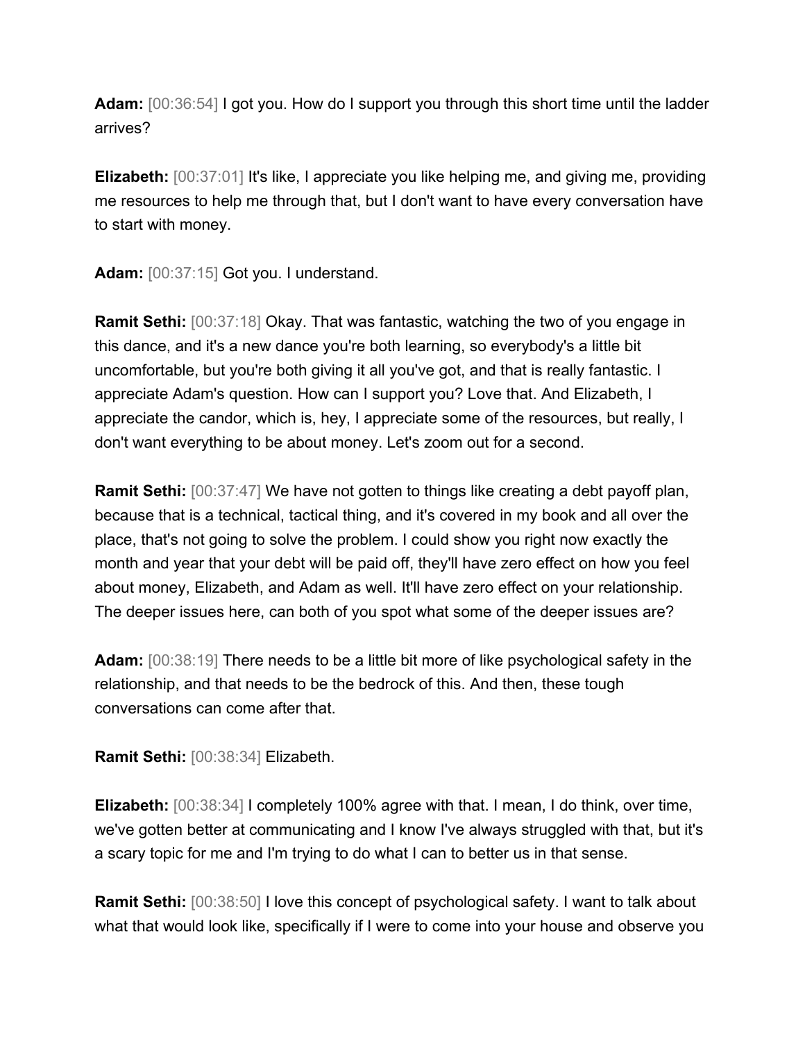**Adam:** [00:36:54] I got you. How do I support you through this short time until the ladder arrives?

**Elizabeth:** [00:37:01] It's like, I appreciate you like helping me, and giving me, providing me resources to help me through that, but I don't want to have every conversation have to start with money.

**Adam:** [00:37:15] Got you. I understand.

**Ramit Sethi:** [00:37:18] Okay. That was fantastic, watching the two of you engage in this dance, and it's a new dance you're both learning, so everybody's a little bit uncomfortable, but you're both giving it all you've got, and that is really fantastic. I appreciate Adam's question. How can I support you? Love that. And Elizabeth, I appreciate the candor, which is, hey, I appreciate some of the resources, but really, I don't want everything to be about money. Let's zoom out for a second.

**Ramit Sethi:** [00:37:47] We have not gotten to things like creating a debt payoff plan, because that is a technical, tactical thing, and it's covered in my book and all over the place, that's not going to solve the problem. I could show you right now exactly the month and year that your debt will be paid off, they'll have zero effect on how you feel about money, Elizabeth, and Adam as well. It'll have zero effect on your relationship. The deeper issues here, can both of you spot what some of the deeper issues are?

**Adam:** [00:38:19] There needs to be a little bit more of like psychological safety in the relationship, and that needs to be the bedrock of this. And then, these tough conversations can come after that.

**Ramit Sethi:** [00:38:34] Elizabeth.

**Elizabeth:** [00:38:34] I completely 100% agree with that. I mean, I do think, over time, we've gotten better at communicating and I know I've always struggled with that, but it's a scary topic for me and I'm trying to do what I can to better us in that sense.

**Ramit Sethi:** [00:38:50] I love this concept of psychological safety. I want to talk about what that would look like, specifically if I were to come into your house and observe you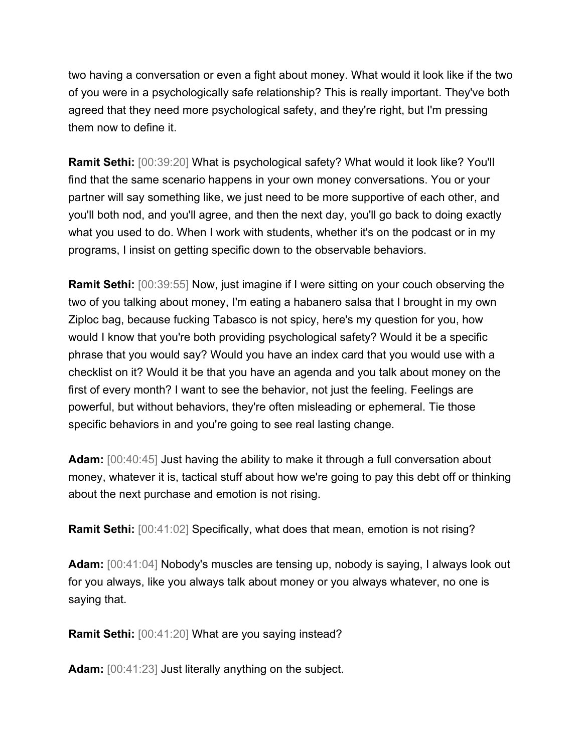two having a conversation or even a fight about money. What would it look like if the two of you were in a psychologically safe relationship? This is really important. They've both agreed that they need more psychological safety, and they're right, but I'm pressing them now to define it.

**Ramit Sethi:** [00:39:20] What is psychological safety? What would it look like? You'll find that the same scenario happens in your own money conversations. You or your partner will say something like, we just need to be more supportive of each other, and you'll both nod, and you'll agree, and then the next day, you'll go back to doing exactly what you used to do. When I work with students, whether it's on the podcast or in my programs, I insist on getting specific down to the observable behaviors.

**Ramit Sethi:** [00:39:55] Now, just imagine if I were sitting on your couch observing the two of you talking about money, I'm eating a habanero salsa that I brought in my own Ziploc bag, because fucking Tabasco is not spicy, here's my question for you, how would I know that you're both providing psychological safety? Would it be a specific phrase that you would say? Would you have an index card that you would use with a checklist on it? Would it be that you have an agenda and you talk about money on the first of every month? I want to see the behavior, not just the feeling. Feelings are powerful, but without behaviors, they're often misleading or ephemeral. Tie those specific behaviors in and you're going to see real lasting change.

**Adam:** [00:40:45] Just having the ability to make it through a full conversation about money, whatever it is, tactical stuff about how we're going to pay this debt off or thinking about the next purchase and emotion is not rising.

**Ramit Sethi:** [00:41:02] Specifically, what does that mean, emotion is not rising?

**Adam:** [00:41:04] Nobody's muscles are tensing up, nobody is saying, I always look out for you always, like you always talk about money or you always whatever, no one is saying that.

**Ramit Sethi:** [00:41:20] What are you saying instead?

**Adam:** [00:41:23] Just literally anything on the subject.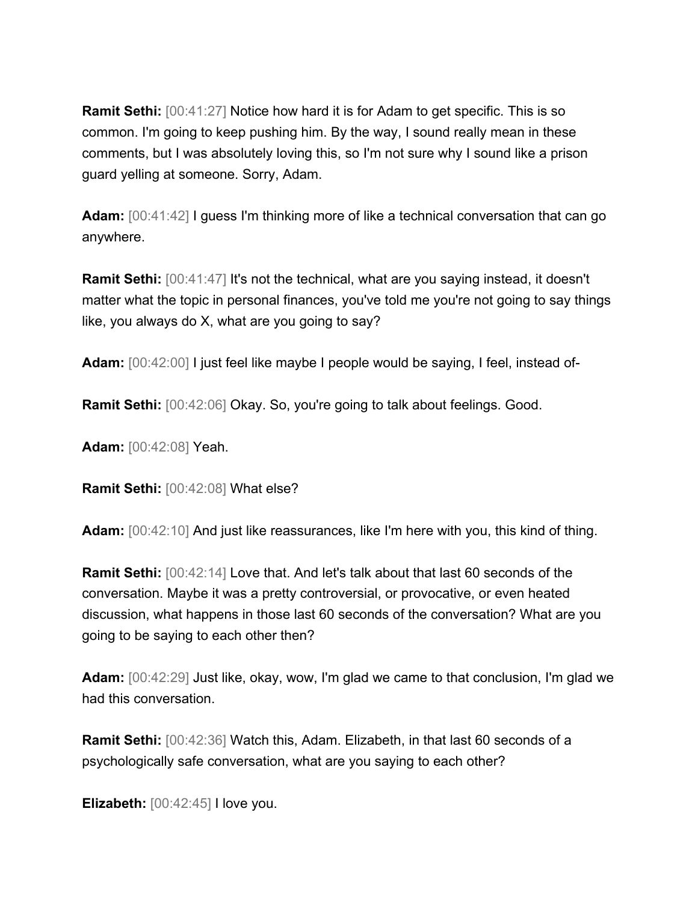**Ramit Sethi:** [00:41:27] Notice how hard it is for Adam to get specific. This is so common. I'm going to keep pushing him. By the way, I sound really mean in these comments, but I was absolutely loving this, so I'm not sure why I sound like a prison guard yelling at someone. Sorry, Adam.

**Adam:** [00:41:42] I guess I'm thinking more of like a technical conversation that can go anywhere.

**Ramit Sethi:** [00:41:47] It's not the technical, what are you saying instead, it doesn't matter what the topic in personal finances, you've told me you're not going to say things like, you always do X, what are you going to say?

**Adam:** [00:42:00] I just feel like maybe I people would be saying, I feel, instead of-

**Ramit Sethi:** [00:42:06] Okay. So, you're going to talk about feelings. Good.

**Adam:** [00:42:08] Yeah.

**Ramit Sethi:** [00:42:08] What else?

**Adam:** [00:42:10] And just like reassurances, like I'm here with you, this kind of thing.

**Ramit Sethi:** [00:42:14] Love that. And let's talk about that last 60 seconds of the conversation. Maybe it was a pretty controversial, or provocative, or even heated discussion, what happens in those last 60 seconds of the conversation? What are you going to be saying to each other then?

**Adam:** [00:42:29] Just like, okay, wow, I'm glad we came to that conclusion, I'm glad we had this conversation.

**Ramit Sethi:** [00:42:36] Watch this, Adam. Elizabeth, in that last 60 seconds of a psychologically safe conversation, what are you saying to each other?

**Elizabeth:** [00:42:45] I love you.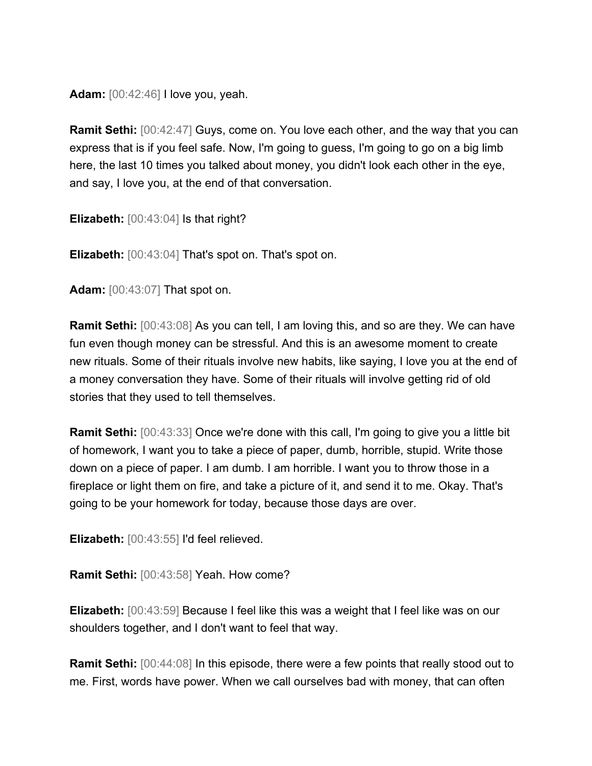**Adam:** [00:42:46] I love you, yeah.

**Ramit Sethi:** [00:42:47] Guys, come on. You love each other, and the way that you can express that is if you feel safe. Now, I'm going to guess, I'm going to go on a big limb here, the last 10 times you talked about money, you didn't look each other in the eye, and say, I love you, at the end of that conversation.

**Elizabeth:** [00:43:04] Is that right?

**Elizabeth:** [00:43:04] That's spot on. That's spot on.

**Adam:** [00:43:07] That spot on.

**Ramit Sethi:** [00:43:08] As you can tell, I am loving this, and so are they. We can have fun even though money can be stressful. And this is an awesome moment to create new rituals. Some of their rituals involve new habits, like saying, I love you at the end of a money conversation they have. Some of their rituals will involve getting rid of old stories that they used to tell themselves.

**Ramit Sethi:** [00:43:33] Once we're done with this call, I'm going to give you a little bit of homework, I want you to take a piece of paper, dumb, horrible, stupid. Write those down on a piece of paper. I am dumb. I am horrible. I want you to throw those in a fireplace or light them on fire, and take a picture of it, and send it to me. Okay. That's going to be your homework for today, because those days are over.

**Elizabeth:** [00:43:55] I'd feel relieved.

**Ramit Sethi:** [00:43:58] Yeah. How come?

**Elizabeth:** [00:43:59] Because I feel like this was a weight that I feel like was on our shoulders together, and I don't want to feel that way.

**Ramit Sethi:** [00:44:08] In this episode, there were a few points that really stood out to me. First, words have power. When we call ourselves bad with money, that can often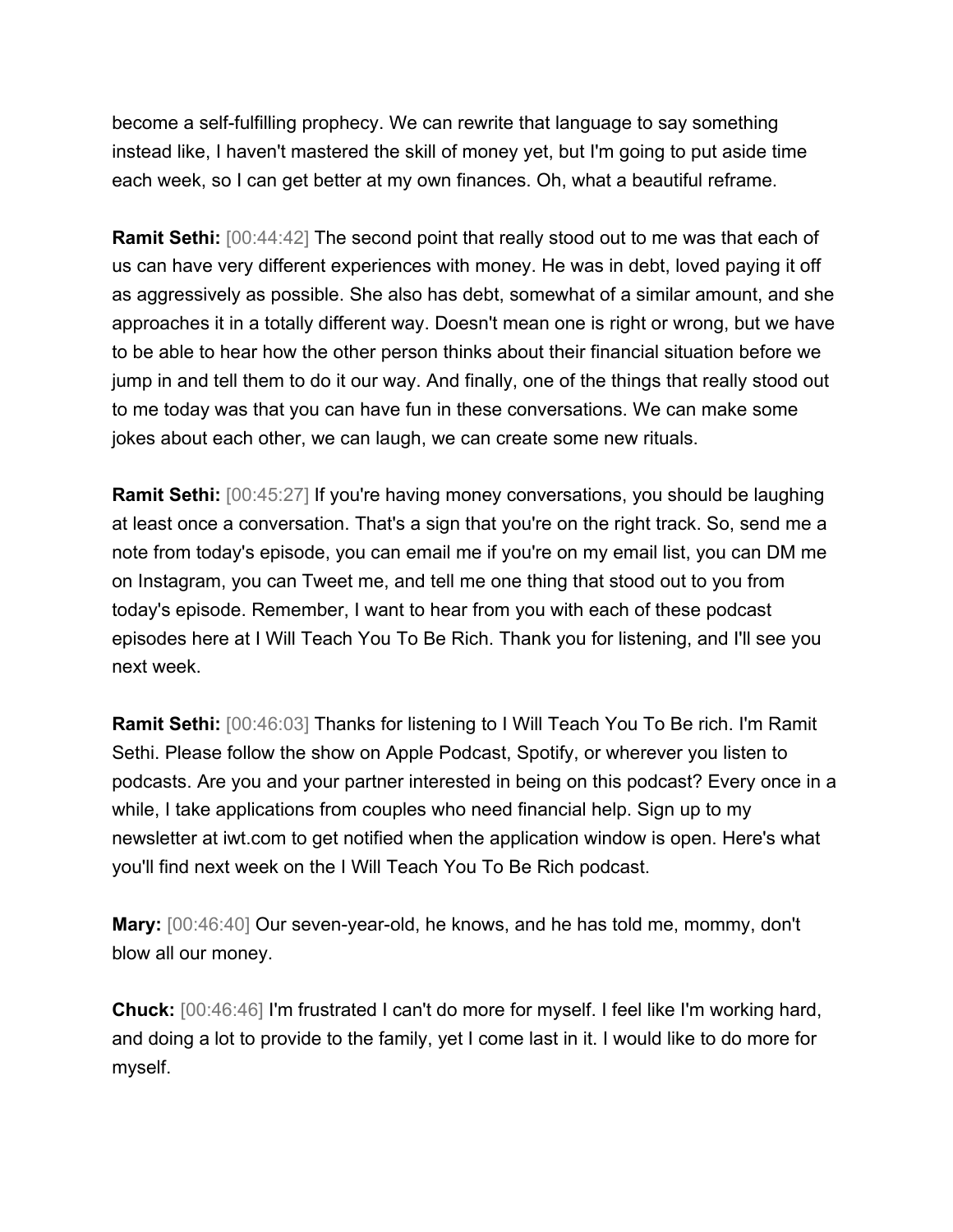become a self-fulfilling prophecy. We can rewrite that language to say something instead like, I haven't mastered the skill of money yet, but I'm going to put aside time each week, so I can get better at my own finances. Oh, what a beautiful reframe.

**Ramit Sethi:** [00:44:42] The second point that really stood out to me was that each of us can have very different experiences with money. He was in debt, loved paying it off as aggressively as possible. She also has debt, somewhat of a similar amount, and she approaches it in a totally different way. Doesn't mean one is right or wrong, but we have to be able to hear how the other person thinks about their financial situation before we jump in and tell them to do it our way. And finally, one of the things that really stood out to me today was that you can have fun in these conversations. We can make some jokes about each other, we can laugh, we can create some new rituals.

**Ramit Sethi:** [00:45:27] If you're having money conversations, you should be laughing at least once a conversation. That's a sign that you're on the right track. So, send me a note from today's episode, you can email me if you're on my email list, you can DM me on Instagram, you can Tweet me, and tell me one thing that stood out to you from today's episode. Remember, I want to hear from you with each of these podcast episodes here at I Will Teach You To Be Rich. Thank you for listening, and I'll see you next week.

**Ramit Sethi:** [00:46:03] Thanks for listening to I Will Teach You To Be rich. I'm Ramit Sethi. Please follow the show on Apple Podcast, Spotify, or wherever you listen to podcasts. Are you and your partner interested in being on this podcast? Every once in a while, I take applications from couples who need financial help. Sign up to my newsletter at iwt.com to get notified when the application window is open. Here's what you'll find next week on the I Will Teach You To Be Rich podcast.

**Mary:** [00:46:40] Our seven-year-old, he knows, and he has told me, mommy, don't blow all our money.

**Chuck:** [00:46:46] I'm frustrated I can't do more for myself. I feel like I'm working hard, and doing a lot to provide to the family, yet I come last in it. I would like to do more for myself.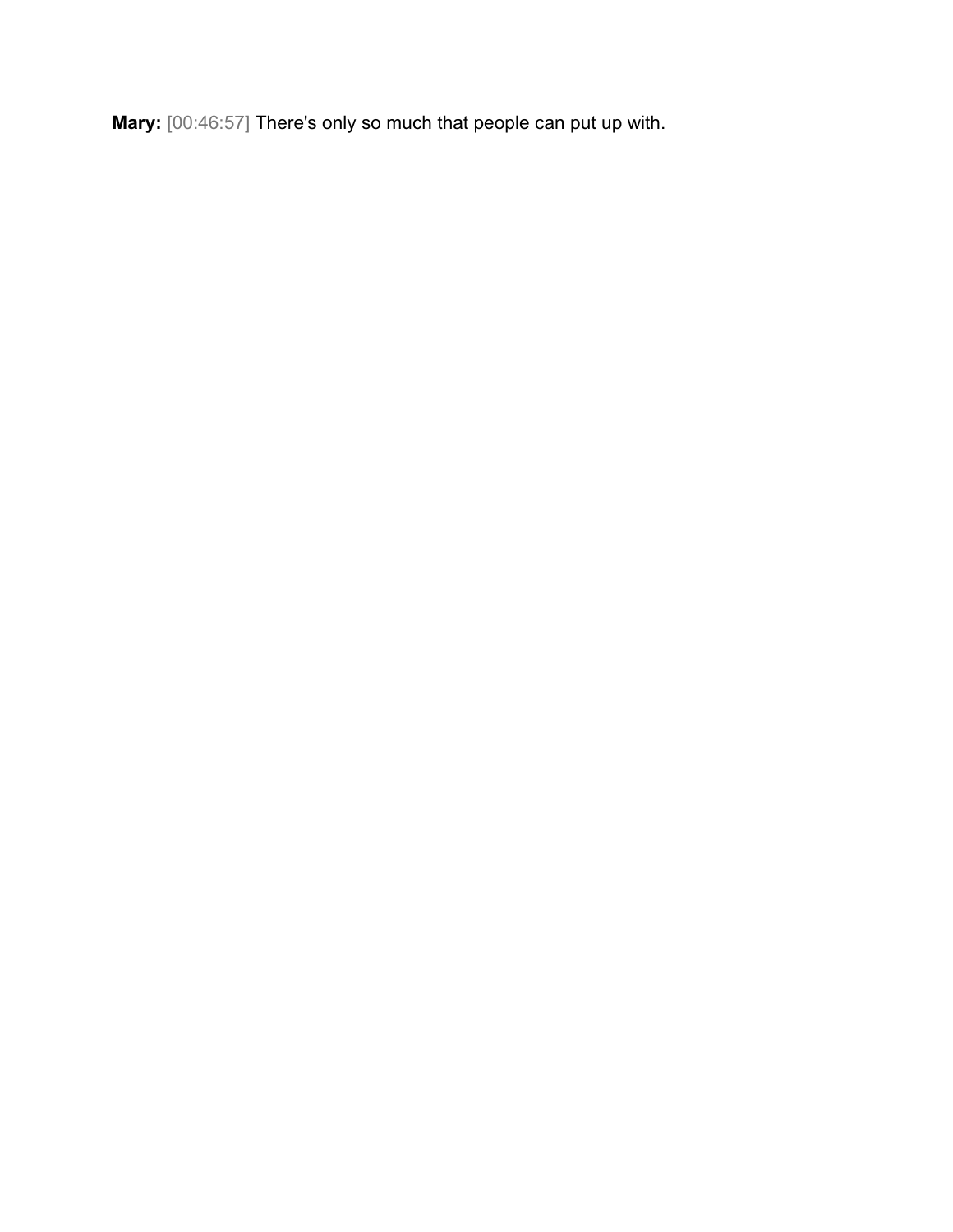**Mary:** [00:46:57] There's only so much that people can put up with.